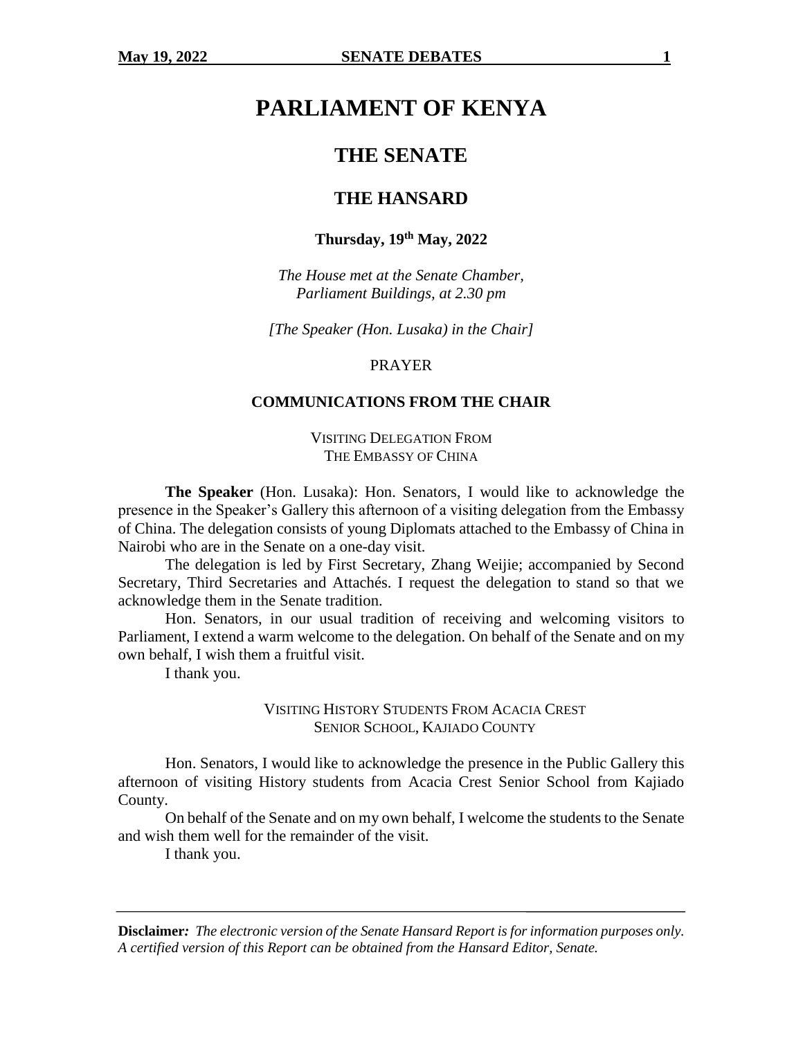# PARLIAMENT OF KENYA

## THE SENATE

## THE HANSARD

**Thursday, 19th May, 2022**

*The House met at the Senate Chamber, Parliament Buildings, at 2.30 pm*

*[The Speaker (Hon. Lusaka) in the Chair]*

PRAYER

### COMMUNICATIONS FROM THE CHAIR

VISITING DELEGATION FROM THE EMBASSY OF CHINA

**The Speaker** (Hon. Lusaka): Hon. Senators, I would like to acknowledge the presence in the Speaker's Gallery this afternoon of a visiting delegation from the Embassy of China. The delegation consists of young Diplomats attached to the Embassy of China in Nairobi who are in the Senate on a one-day visit.

The delegation is led by First Secretary, Zhang Weijie; accompanied by Second Secretary, Third Secretaries and Attachés. I request the delegation to stand so that we acknowledge them in the Senate tradition.

Hon. Senators, in our usual tradition of receiving and welcoming visitors to Parliament, I extend a warm welcome to the delegation. On behalf of the Senate and on my own behalf, I wish them a fruitful visit.

I thank you.

VISITING HISTORY STUDENTS FROM ACACIA CREST SENIOR SCHOOL, KAJIADO COUNTY

Hon. Senators, I would like to acknowledge the presence in the Public Gallery this afternoon of visiting History students from Acacia Crest Senior School from Kajiado County.

On behalf of the Senate and on my own behalf, I welcome the students to the Senate and wish them well for the remainder of the visit.

I thank you.

**Disclaimer:** *The electronic version of the Senate Hansard Report is for information purposes only. A certified version of this Report can be obtained from the Hansard Editor, Senate.*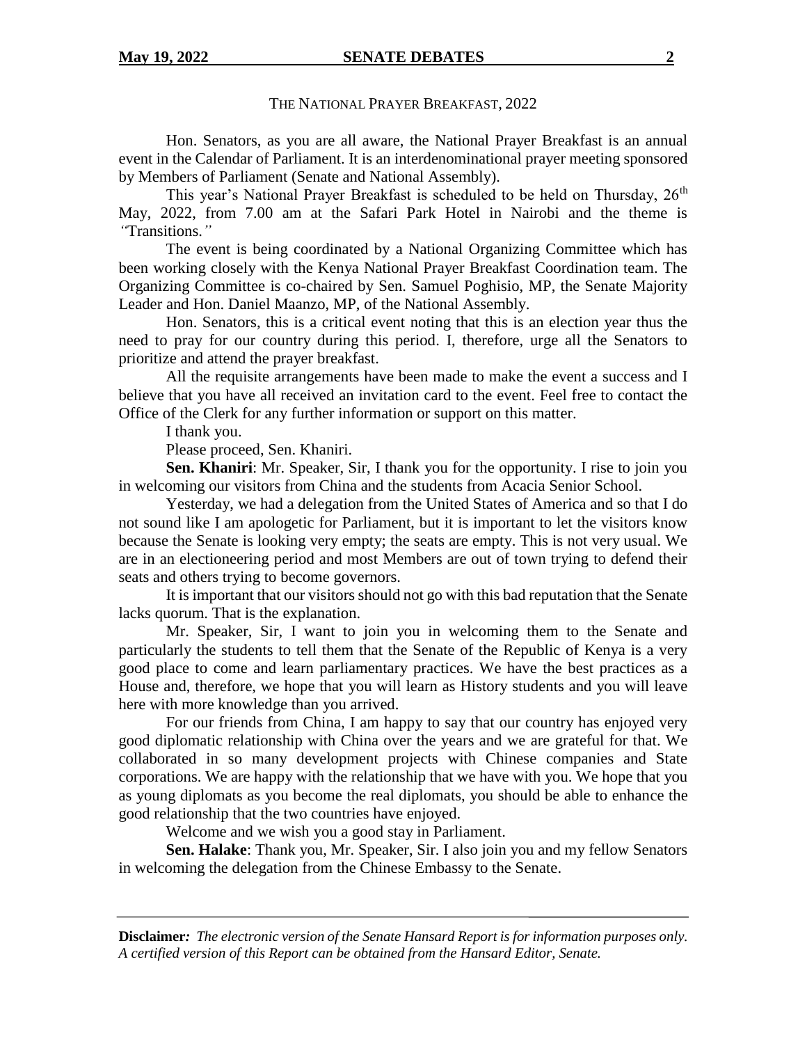THE NATIONAL PRAYER BREAKFAST, 2022

Hon. Senators, as you are all aware, the National Prayer Breakfast is an annual event in the Calendar of Parliament. It is an interdenominational prayer meeting sponsored by Members of Parliament (Senate and National Assembly).

This year's National Prayer Breakfast is scheduled to be held on Thursday, 26th May, 2022, from 7.00 am at the Safari Park Hotel in Nairobi and the theme is *"Transitions."*

The event is being coordinated by a National Organizing Committee which has been working closely with the Kenya National Prayer Breakfast Coordination team. The Organizing Committee is co-chaired by Sen. Samuel Poghisio, MP, the Senate Majority Leader and Hon. Daniel Maanzo, MP, of the National Assembly.

Hon. Senators, this is a critical event noting that this is an election year thus the need to pray for our country during this period. I, therefore, urge all the Senators to prioritize and attend the prayer breakfast.

All the requisite arrangements have been made to make the event a success and I believe that you have all received an invitation card to the event. Feel free to contact the Office of the Clerk for any further information or support on this matter.

I thank you.

Please proceed, Sen. Khaniri.

**Sen. Khaniri**: Mr. Speaker, Sir, I thank you for the opportunity. I rise to join you in welcoming our visitors from China and the students from Acacia Senior School.

Yesterday, we had a delegation from the United States of America and so that I do not sound like I am apologetic for Parliament, but it is important to let the visitors know because the Senate is looking very empty; the seats are empty. This is not very usual. We are in an electioneering period and most Members are out of town trying to defend their seats and others trying to become governors.

It is important that our visitors should not go with this bad reputation that the Senate lacks quorum. That is the explanation.

Mr. Speaker, Sir, I want to join you in welcoming them to the Senate and particularly the students to tell them that the Senate of the Republic of Kenya is a very good place to come and learn parliamentary practices. We have the best practices as a House and, therefore, we hope that you will learn as History students and you will leave here with more knowledge than you arrived.

For our friends from China, I am happy to say that our country has enjoyed very good diplomatic relationship with China over the years and we are grateful for that. We collaborated in so many development projects with Chinese companies and State corporations. We are happy with the relationship that we have with you. We hope that you as young diplomats as you become the real diplomats, you should be able to enhance the good relationship that the two countries have enjoyed.

Welcome and we wish you a good stay in Parliament.

**Sen. Halake**: Thank you, Mr. Speaker, Sir. I also join you and my fellow Senators in welcoming the delegation from the Chinese Embassy to the Senate.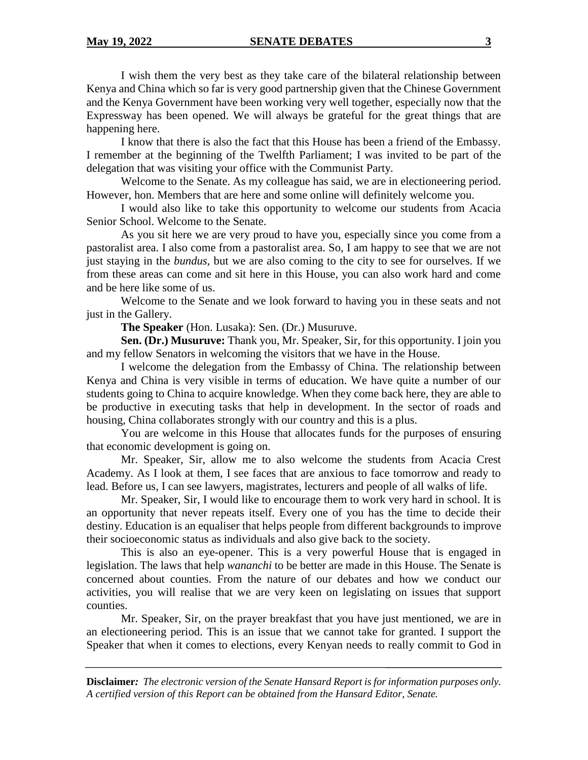I wish them the very best as they take care of the bilateral relationship between Kenya and China which so far is very good partnership given that the Chinese Government and the Kenya Government have been working very well together, especially now that the Expressway has been opened. We will always be grateful for the great things that are happening here.

I know that there is also the fact that this House has been a friend of the Embassy. I remember at the beginning of the Twelfth Parliament; I was invited to be part of the delegation that was visiting your office with the Communist Party.

Welcome to the Senate. As my colleague has said, we are in electioneering period. However, hon. Members that are here and some online will definitely welcome you.

I would also like to take this opportunity to welcome our students from Acacia Senior School. Welcome to the Senate.

As you sit here we are very proud to have you, especially since you come from a pastoralist area. I also come from a pastoralist area. So, I am happy to see that we are not just staying in the *bundus,* but we are also coming to the city to see for ourselves. If we from these areas can come and sit here in this House, you can also work hard and come and be here like some of us.

Welcome to the Senate and we look forward to having you in these seats and not just in the Gallery.

**The Speaker** (Hon. Lusaka): Sen. (Dr.) Musuruve.

**Sen. (Dr.) Musuruve:** Thank you, Mr. Speaker, Sir, for this opportunity. I join you and my fellow Senators in welcoming the visitors that we have in the House.

I welcome the delegation from the Embassy of China. The relationship between Kenya and China is very visible in terms of education. We have quite a number of our students going to China to acquire knowledge. When they come back here, they are able to be productive in executing tasks that help in development. In the sector of roads and housing, China collaborates strongly with our country and this is a plus.

You are welcome in this House that allocates funds for the purposes of ensuring that economic development is going on.

Mr. Speaker, Sir, allow me to also welcome the students from Acacia Crest Academy. As I look at them, I see faces that are anxious to face tomorrow and ready to lead. Before us, I can see lawyers, magistrates, lecturers and people of all walks of life.

Mr. Speaker, Sir, I would like to encourage them to work very hard in school. It is an opportunity that never repeats itself. Every one of you has the time to decide their destiny. Education is an equaliser that helps people from different backgrounds to improve their socioeconomic status as individuals and also give back to the society.

This is also an eye-opener. This is a very powerful House that is engaged in legislation. The laws that help *wananchi* to be better are made in this House. The Senate is concerned about counties. From the nature of our debates and how we conduct our activities, you will realise that we are very keen on legislating on issues that support counties.

Mr. Speaker, Sir, on the prayer breakfast that you have just mentioned, we are in an electioneering period. This is an issue that we cannot take for granted. I support the Speaker that when it comes to elections, every Kenyan needs to really commit to God in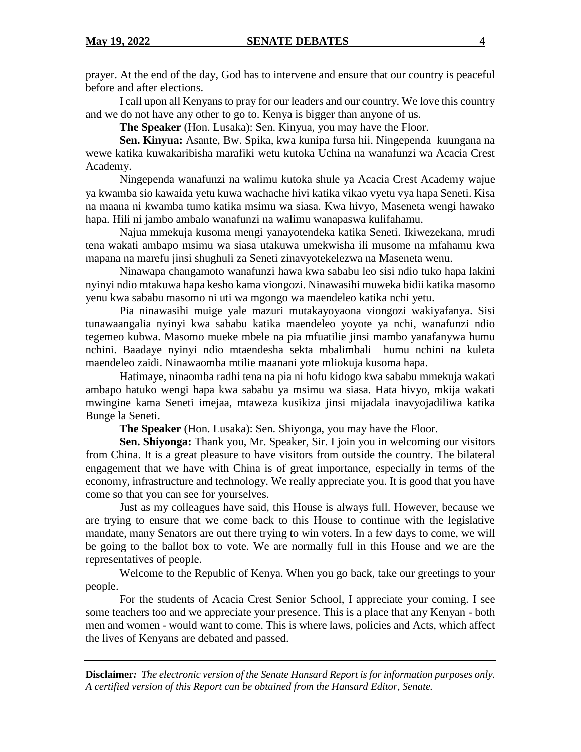prayer. At the end of the day, God has to intervene and ensure that our country is peaceful before and after elections.

I call upon all Kenyans to pray for our leaders and our country. We love this country and we do not have any other to go to. Kenya is bigger than anyone of us.

**The Speaker** (Hon. Lusaka): Sen. Kinyua, you may have the Floor.

**Sen. Kinyua:** Asante, Bw. Spika, kwa kunipa fursa hii. Ningependa kuungana na wewe katika kuwakaribisha marafiki wetu kutoka Uchina na wanafunzi wa Acacia Crest Academy.

Ningependa wanafunzi na walimu kutoka shule ya Acacia Crest Academy wajue ya kwamba sio kawaida yetu kuwa wachache hivi katika vikao vyetu vya hapa Seneti. Kisa na maana ni kwamba tumo katika msimu wa siasa. Kwa hivyo, Maseneta wengi hawako hapa. Hili ni jambo ambalo wanafunzi na walimu wanapaswa kulifahamu.

Najua mmekuja kusoma mengi yanayotendeka katika Seneti. Ikiwezekana, mrudi tena wakati ambapo msimu wa siasa utakuwa umekwisha ili musome na mfahamu kwa mapana na marefu jinsi shughuli za Seneti zinavyotekelezwa na Maseneta wenu.

Ninawapa changamoto wanafunzi hawa kwa sababu leo sisi ndio tuko hapa lakini nyinyi ndio mtakuwa hapa kesho kama viongozi. Ninawasihi muweka bidii katika masomo yenu kwa sababu masomo ni uti wa mgongo wa maendeleo katika nchi yetu.

Pia ninawasihi muige yale mazuri mutakayoyaona viongozi wakiyafanya. Sisi tunawaangalia nyinyi kwa sababu katika maendeleo yoyote ya nchi, wanafunzi ndio tegemeo kubwa. Masomo mueke mbele na pia mfuatilie jinsi mambo yanafanywa humu nchini. Baadaye nyinyi ndio mtaendesha sekta mbalimbali humu nchini na kuleta maendeleo zaidi. Ninawaomba mtilie maanani yote mliokuja kusoma hapa.

Hatimaye, ninaomba radhi tena na pia ni hofu kidogo kwa sababu mmekuja wakati ambapo hatuko wengi hapa kwa sababu ya msimu wa siasa. Hata hivyo, mkija wakati mwingine kama Seneti imejaa, mtaweza kusikiza jinsi mijadala inavyojadiliwa katika Bunge la Seneti.

**The Speaker** (Hon. Lusaka): Sen. Shiyonga, you may have the Floor.

**Sen. Shiyonga:** Thank you, Mr. Speaker, Sir. I join you in welcoming our visitors from China. It is a great pleasure to have visitors from outside the country. The bilateral engagement that we have with China is of great importance, especially in terms of the economy, infrastructure and technology. We really appreciate you. It is good that you have come so that you can see for yourselves.

Just as my colleagues have said, this House is always full. However, because we are trying to ensure that we come back to this House to continue with the legislative mandate, many Senators are out there trying to win voters. In a few days to come, we will be going to the ballot box to vote. We are normally full in this House and we are the representatives of people.

Welcome to the Republic of Kenya. When you go back, take our greetings to your people.

For the students of Acacia Crest Senior School, I appreciate your coming. I see some teachers too and we appreciate your presence. This is a place that any Kenyan - both men and women - would want to come. This is where laws, policies and Acts, which affect the lives of Kenyans are debated and passed.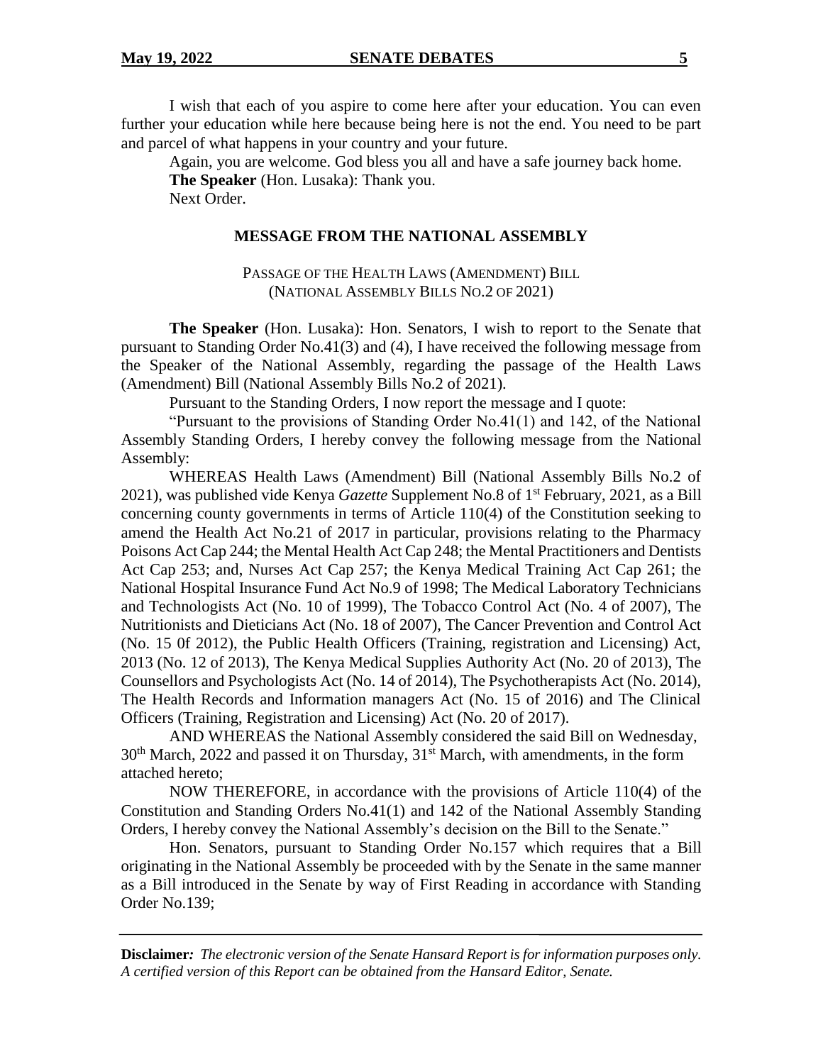I wish that each of you aspire to come here after your education. You can even further your education while here because being here is not the end. You need to be part and parcel of what happens in your country and your future.

Again, you are welcome. God bless you all and have a safe journey back home.

**The Speaker** (Hon. Lusaka): Thank you.

Next Order.

## MESSAGE FROM THE NATIONAL ASSEMBLY

### PASSAGE OF THE HEALTH LAWS (AMENDMENT) BILL (NATIONAL ASSEMBLY BILLS NO.2 OF 2021)

**The Speaker** (Hon. Lusaka): Hon. Senators, I wish to report to the Senate that pursuant to Standing Order No.41(3) and (4), I have received the following message from the Speaker of the National Assembly, regarding the passage of the Health Laws (Amendment) Bill (National Assembly Bills No.2 of 2021).

Pursuant to the Standing Orders, I now report the message and I quote:

"Pursuant to the provisions of Standing Order No.41(1) and 142, of the National Assembly Standing Orders, I hereby convey the following message from the National Assembly:

WHEREAS Health Laws (Amendment) Bill (National Assembly Bills No.2 of 2021), was published vide Kenya *Gazette* Supplement No.8 of 1st February, 2021, as a Bill concerning county governments in terms of Article 110(4) of the Constitution seeking to amend the Health Act No.21 of 2017 in particular, provisions relating to the Pharmacy Poisons Act Cap 244; the Mental Health Act Cap 248; the Mental Practitioners and Dentists Act Cap 253; and, Nurses Act Cap 257; the Kenya Medical Training Act Cap 261; the National Hospital Insurance Fund Act No.9 of 1998; The Medical Laboratory Technicians and Technologists Act (No. 10 of 1999), The Tobacco Control Act (No. 4 of 2007), The Nutritionists and Dieticians Act (No. 18 of 2007), The Cancer Prevention and Control Act (No. 15 0f 2012), the Public Health Officers (Training, registration and Licensing) Act, 2013 (No. 12 of 2013), The Kenya Medical Supplies Authority Act (No. 20 of 2013), The Counsellors and Psychologists Act (No. 14 of 2014), The Psychotherapists Act (No. 2014), The Health Records and Information managers Act (No. 15 of 2016) and The Clinical Officers (Training, Registration and Licensing) Act (No. 20 of 2017).

AND WHEREAS the National Assembly considered the said Bill on Wednesday, 30th March, 2022 and passed it on Thursday, 31st March, with amendments, in the form attached hereto;

NOW THEREFORE, in accordance with the provisions of Article 110(4) of the Constitution and Standing Orders No.41(1) and 142 of the National Assembly Standing Orders, I hereby convey the National Assembly's decision on the Bill to the Senate."

Hon. Senators, pursuant to Standing Order No.157 which requires that a Bill originating in the National Assembly be proceeded with by the Senate in the same manner as a Bill introduced in the Senate by way of First Reading in accordance with Standing Order No.139;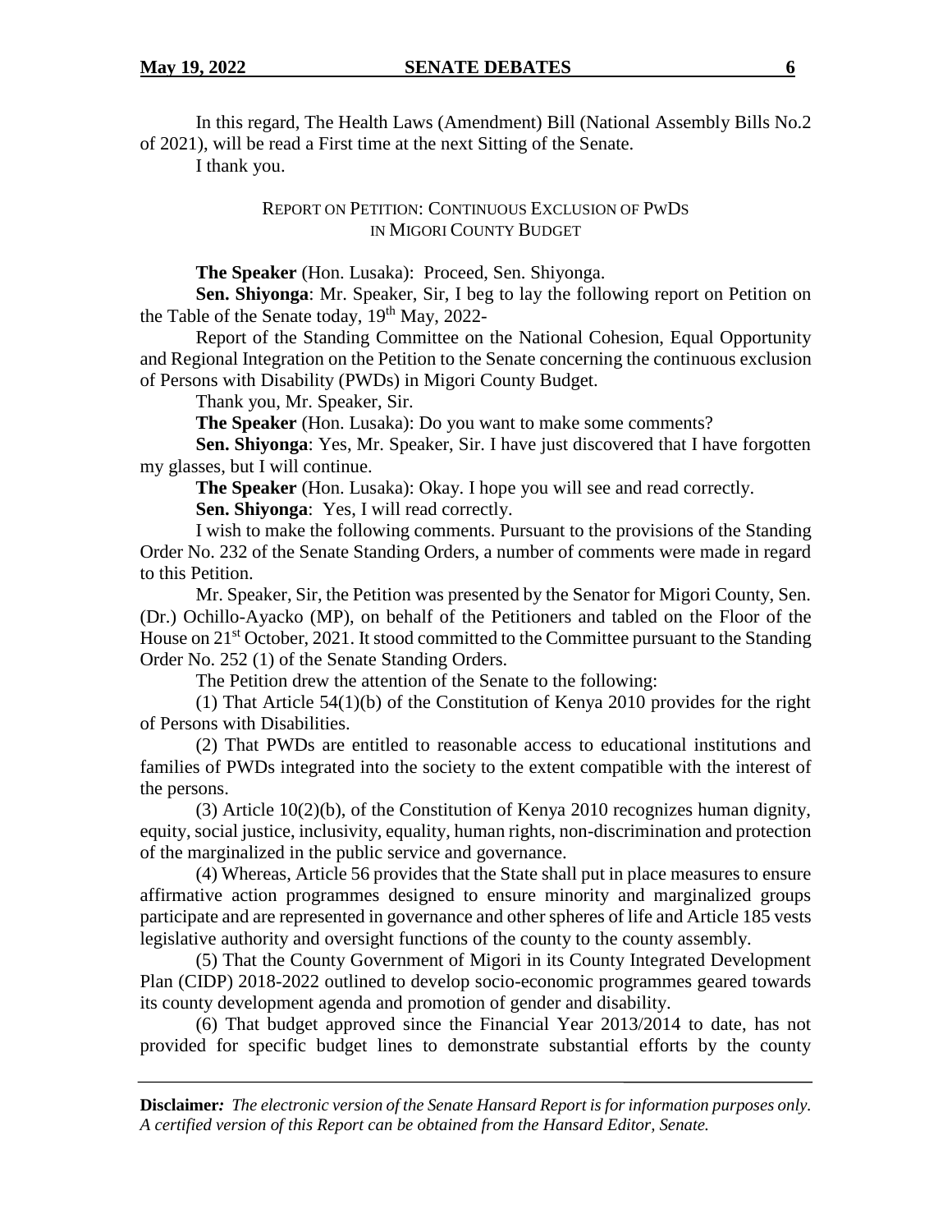In this regard, The Health Laws (Amendment) Bill (National Assembly Bills No.2 of 2021), will be read a First time at the next Sitting of the Senate.

I thank you.

## REPORT ON PETITION: CONTINUOUS EXCLUSION OF PWDS IN MIGORI COUNTY BUDGET

**The Speaker** (Hon. Lusaka): Proceed, Sen. Shiyonga.

**Sen. Shiyonga**: Mr. Speaker, Sir, I beg to lay the following report on Petition on the Table of the Senate today, 19th May, 2022-

Report of the Standing Committee on the National Cohesion, Equal Opportunity and Regional Integration on the Petition to the Senate concerning the continuous exclusion of Persons with Disability (PWDs) in Migori County Budget.

Thank you, Mr. Speaker, Sir.

**The Speaker** (Hon. Lusaka): Do you want to make some comments?

**Sen. Shiyonga**: Yes, Mr. Speaker, Sir. I have just discovered that I have forgotten my glasses, but I will continue.

**The Speaker** (Hon. Lusaka): Okay. I hope you will see and read correctly.

**Sen. Shiyonga**: Yes, I will read correctly.

I wish to make the following comments. Pursuant to the provisions of the Standing Order No. 232 of the Senate Standing Orders, a number of comments were made in regard to this Petition.

Mr. Speaker, Sir, the Petition was presented by the Senator for Migori County, Sen. (Dr.) Ochillo-Ayacko (MP), on behalf of the Petitioners and tabled on the Floor of the House on 21st October, 2021. It stood committed to the Committee pursuant to the Standing Order No. 252 (1) of the Senate Standing Orders.

The Petition drew the attention of the Senate to the following:

(1) That Article 54(1)(b) of the Constitution of Kenya 2010 provides for the right of Persons with Disabilities.

(2) That PWDs are entitled to reasonable access to educational institutions and families of PWDs integrated into the society to the extent compatible with the interest of the persons.

(3) Article 10(2)(b), of the Constitution of Kenya 2010 recognizes human dignity, equity, social justice, inclusivity, equality, human rights, non-discrimination and protection of the marginalized in the public service and governance.

(4) Whereas, Article 56 provides that the State shall put in place measures to ensure affirmative action programmes designed to ensure minority and marginalized groups participate and are represented in governance and other spheres of life and Article 185 vests legislative authority and oversight functions of the county to the county assembly.

(5) That the County Government of Migori in its County Integrated Development Plan (CIDP) 2018-2022 outlined to develop socio-economic programmes geared towards its county development agenda and promotion of gender and disability.

(6) That budget approved since the Financial Year 2013/2014 to date, has not provided for specific budget lines to demonstrate substantial efforts by the county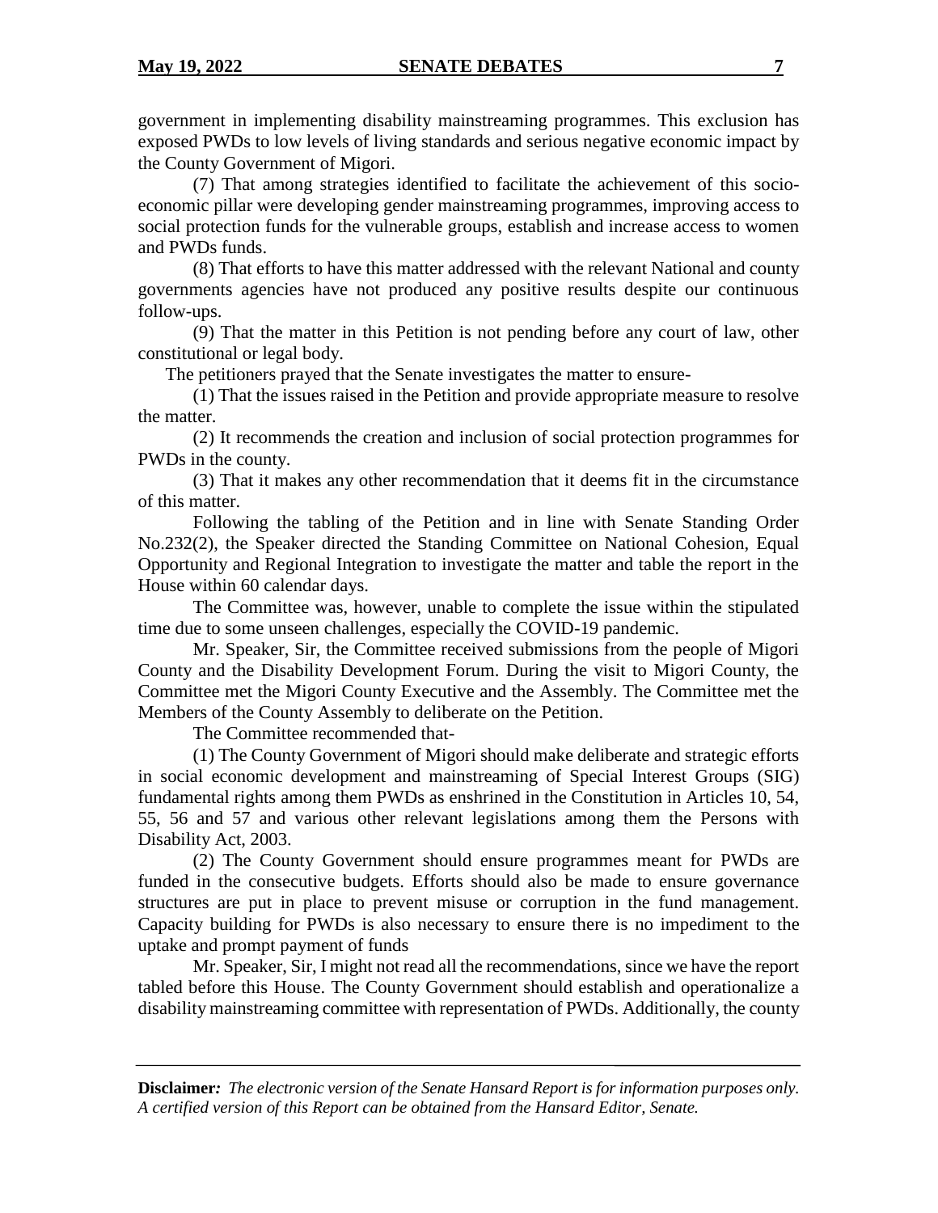government in implementing disability mainstreaming programmes. This exclusion has exposed PWDs to low levels of living standards and serious negative economic impact by the County Government of Migori.

(7) That among strategies identified to facilitate the achievement of this socio-economic pillar were developing gender mainstreaming programmes, improving access to social protection funds for the vulnerable groups, establish and increase access to women and PWDs funds.

(8) That efforts to have this matter addressed with the relevant National and county governments agencies have not produced any positive results despite our continuous follow-ups.

(9) That the matter in this Petition is not pending before any court of law, other constitutional or legal body.

The petitioners prayed that the Senate investigates the matter to ensure-

(1) That the issues raised in the Petition and provide appropriate measure to resolve the matter.

(2) It recommends the creation and inclusion of social protection programmes for PWDs in the county.

(3) That it makes any other recommendation that it deems fit in the circumstance of this matter.

Following the tabling of the Petition and in line with Senate Standing Order No.232(2), the Speaker directed the Standing Committee on National Cohesion, Equal Opportunity and Regional Integration to investigate the matter and table the report in the House within 60 calendar days.

The Committee was, however, unable to complete the issue within the stipulated time due to some unseen challenges, especially the COVID-19 pandemic.

Mr. Speaker, Sir, the Committee received submissions from the people of Migori County and the Disability Development Forum. During the visit to Migori County, the Committee met the Migori County Executive and the Assembly. The Committee met the Members of the County Assembly to deliberate on the Petition.

The Committee recommended that-

(1) The County Government of Migori should make deliberate and strategic efforts in social economic development and mainstreaming of Special Interest Groups (SIG) fundamental rights among them PWDs as enshrined in the Constitution in Articles 10, 54, 55, 56 and 57 and various other relevant legislations among them the Persons with Disability Act, 2003.

(2) The County Government should ensure programmes meant for PWDs are funded in the consecutive budgets. Efforts should also be made to ensure governance structures are put in place to prevent misuse or corruption in the fund management. Capacity building for PWDs is also necessary to ensure there is no impediment to the uptake and prompt payment of funds

Mr. Speaker, Sir, I might not read all the recommendations, since we have the report tabled before this House. The County Government should establish and operationalize a disability mainstreaming committee with representation of PWDs. Additionally, the county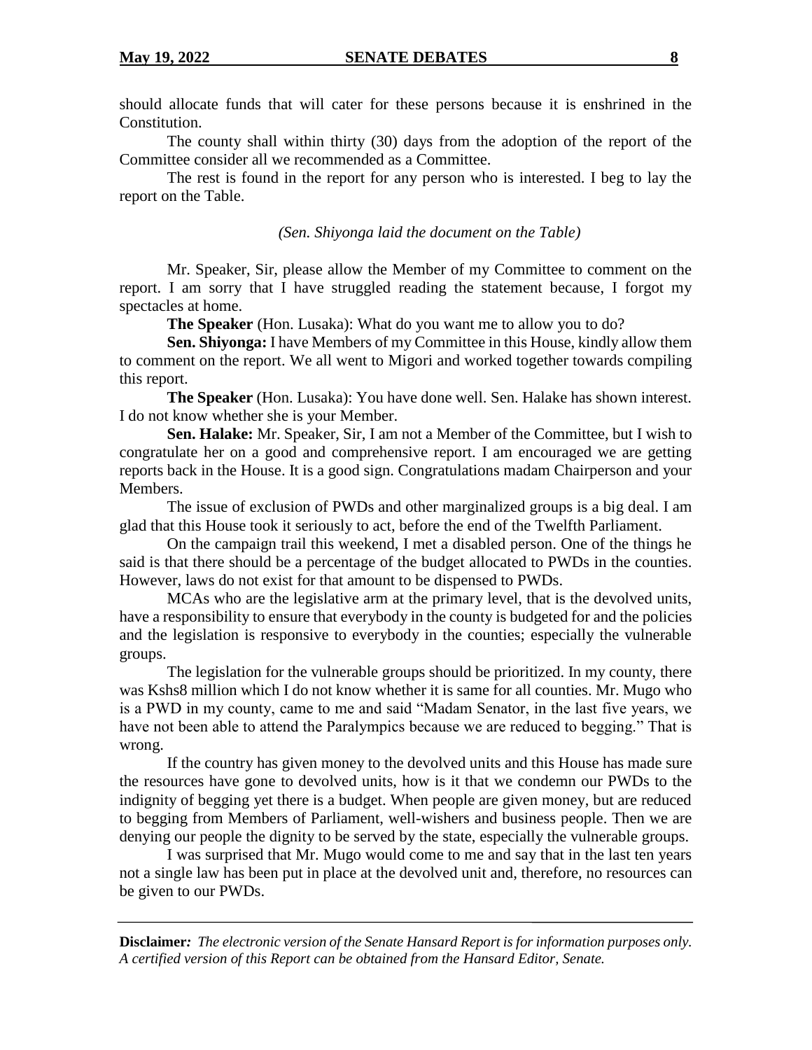should allocate funds that will cater for these persons because it is enshrined in the Constitution.

The county shall within thirty (30) days from the adoption of the report of the Committee consider all we recommended as a Committee.

The rest is found in the report for any person who is interested. I beg to lay the report on the Table.

*(Sen. Shiyonga laid the document on the Table)*

Mr. Speaker, Sir, please allow the Member of my Committee to comment on the report. I am sorry that I have struggled reading the statement because, I forgot my spectacles at home.

**The Speaker** (Hon. Lusaka): What do you want me to allow you to do?

**Sen. Shiyonga:** I have Members of my Committee in this House, kindly allow them to comment on the report. We all went to Migori and worked together towards compiling this report.

**The Speaker** (Hon. Lusaka): You have done well. Sen. Halake has shown interest. I do not know whether she is your Member.

**Sen. Halake:** Mr. Speaker, Sir, I am not a Member of the Committee, but I wish to congratulate her on a good and comprehensive report. I am encouraged we are getting reports back in the House. It is a good sign. Congratulations madam Chairperson and your Members.

The issue of exclusion of PWDs and other marginalized groups is a big deal. I am glad that this House took it seriously to act, before the end of the Twelfth Parliament.

On the campaign trail this weekend, I met a disabled person. One of the things he said is that there should be a percentage of the budget allocated to PWDs in the counties. However, laws do not exist for that amount to be dispensed to PWDs.

MCAs who are the legislative arm at the primary level, that is the devolved units, have a responsibility to ensure that everybody in the county is budgeted for and the policies and the legislation is responsive to everybody in the counties; especially the vulnerable groups.

The legislation for the vulnerable groups should be prioritized. In my county, there was Kshs8 million which I do not know whether it is same for all counties. Mr. Mugo who is a PWD in my county, came to me and said "Madam Senator, in the last five years, we have not been able to attend the Paralympics because we are reduced to begging." That is wrong.

If the country has given money to the devolved units and this House has made sure the resources have gone to devolved units, how is it that we condemn our PWDs to the indignity of begging yet there is a budget. When people are given money, but are reduced to begging from Members of Parliament, well-wishers and business people. Then we are denying our people the dignity to be served by the state, especially the vulnerable groups.

I was surprised that Mr. Mugo would come to me and say that in the last ten years not a single law has been put in place at the devolved unit and, therefore, no resources can be given to our PWDs.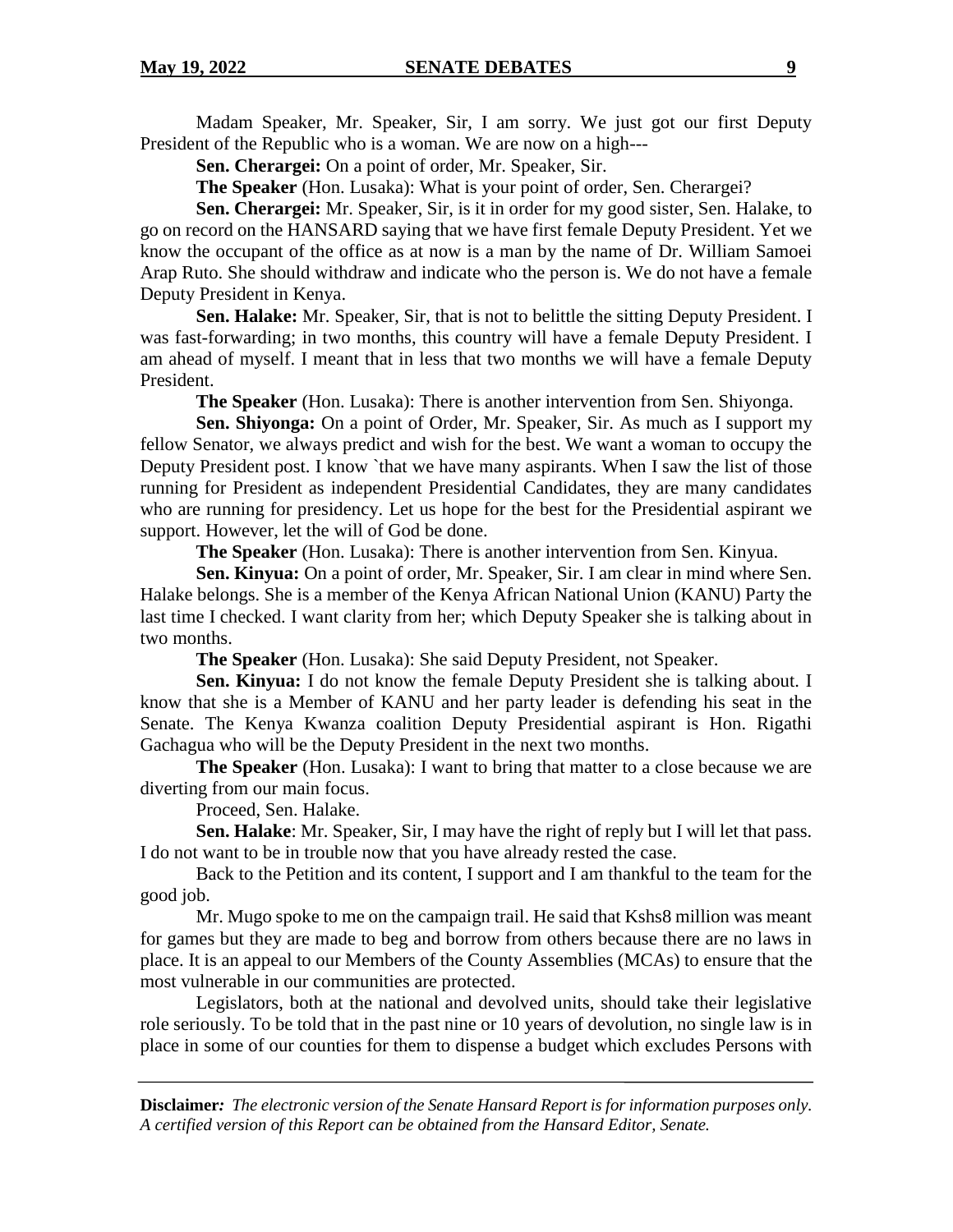Madam Speaker, Mr. Speaker, Sir, I am sorry. We just got our first Deputy President of the Republic who is a woman. We are now on a high---

**Sen. Cherargei:** On a point of order, Mr. Speaker, Sir.

**The Speaker** (Hon. Lusaka): What is your point of order, Sen. Cherargei?

**Sen. Cherargei:** Mr. Speaker, Sir, is it in order for my good sister, Sen. Halake, to go on record on the HANSARD saying that we have first female Deputy President. Yet we know the occupant of the office as at now is a man by the name of Dr. William Samoei Arap Ruto. She should withdraw and indicate who the person is. We do not have a female Deputy President in Kenya.

**Sen. Halake:** Mr. Speaker, Sir, that is not to belittle the sitting Deputy President. I was fast-forwarding; in two months, this country will have a female Deputy President. I am ahead of myself. I meant that in less that two months we will have a female Deputy President.

**The Speaker** (Hon. Lusaka): There is another intervention from Sen. Shiyonga.

**Sen. Shiyonga:** On a point of Order, Mr. Speaker, Sir. As much as I support my fellow Senator, we always predict and wish for the best. We want a woman to occupy the Deputy President post. I know `that we have many aspirants. When I saw the list of those running for President as independent Presidential Candidates, they are many candidates who are running for presidency. Let us hope for the best for the Presidential aspirant we support. However, let the will of God be done.

**The Speaker** (Hon. Lusaka): There is another intervention from Sen. Kinyua.

**Sen. Kinyua:** On a point of order, Mr. Speaker, Sir. I am clear in mind where Sen. Halake belongs. She is a member of the Kenya African National Union (KANU) Party the last time I checked. I want clarity from her; which Deputy Speaker she is talking about in two months.

**The Speaker** (Hon. Lusaka): She said Deputy President, not Speaker.

**Sen. Kinyua:** I do not know the female Deputy President she is talking about. I know that she is a Member of KANU and her party leader is defending his seat in the Senate. The Kenya Kwanza coalition Deputy Presidential aspirant is Hon. Rigathi Gachagua who will be the Deputy President in the next two months.

**The Speaker** (Hon. Lusaka): I want to bring that matter to a close because we are diverting from our main focus.

Proceed, Sen. Halake.

**Sen. Halake**: Mr. Speaker, Sir, I may have the right of reply but I will let that pass. I do not want to be in trouble now that you have already rested the case.

Back to the Petition and its content, I support and I am thankful to the team for the good job.

Mr. Mugo spoke to me on the campaign trail. He said that Kshs8 million was meant for games but they are made to beg and borrow from others because there are no laws in place. It is an appeal to our Members of the County Assemblies (MCAs) to ensure that the most vulnerable in our communities are protected.

Legislators, both at the national and devolved units, should take their legislative role seriously. To be told that in the past nine or 10 years of devolution, no single law is in place in some of our counties for them to dispense a budget which excludes Persons with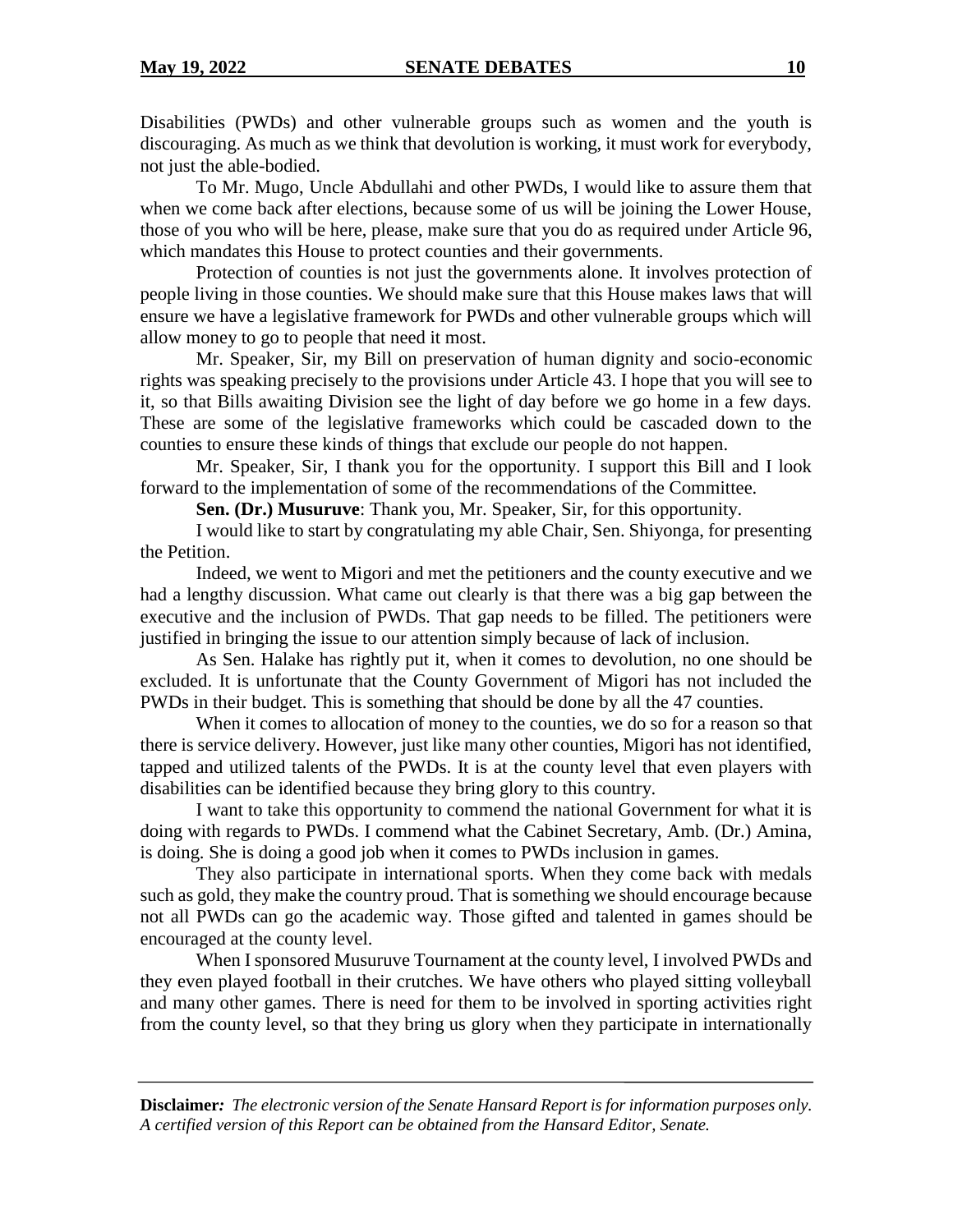Disabilities (PWDs) and other vulnerable groups such as women and the youth is discouraging. As much as we think that devolution is working, it must work for everybody, not just the able-bodied.

To Mr. Mugo, Uncle Abdullahi and other PWDs, I would like to assure them that when we come back after elections, because some of us will be joining the Lower House, those of you who will be here, please, make sure that you do as required under Article 96, which mandates this House to protect counties and their governments.

Protection of counties is not just the governments alone. It involves protection of people living in those counties. We should make sure that this House makes laws that will ensure we have a legislative framework for PWDs and other vulnerable groups which will allow money to go to people that need it most.

Mr. Speaker, Sir, my Bill on preservation of human dignity and socio-economic rights was speaking precisely to the provisions under Article 43. I hope that you will see to it, so that Bills awaiting Division see the light of day before we go home in a few days. These are some of the legislative frameworks which could be cascaded down to the counties to ensure these kinds of things that exclude our people do not happen.

Mr. Speaker, Sir, I thank you for the opportunity. I support this Bill and I look forward to the implementation of some of the recommendations of the Committee.

**Sen. (Dr.) Musuruve**: Thank you, Mr. Speaker, Sir, for this opportunity.

I would like to start by congratulating my able Chair, Sen. Shiyonga, for presenting the Petition.

Indeed, we went to Migori and met the petitioners and the county executive and we had a lengthy discussion. What came out clearly is that there was a big gap between the executive and the inclusion of PWDs. That gap needs to be filled. The petitioners were justified in bringing the issue to our attention simply because of lack of inclusion.

As Sen. Halake has rightly put it, when it comes to devolution, no one should be excluded. It is unfortunate that the County Government of Migori has not included the PWDs in their budget. This is something that should be done by all the 47 counties.

When it comes to allocation of money to the counties, we do so for a reason so that there is service delivery. However, just like many other counties, Migori has not identified, tapped and utilized talents of the PWDs. It is at the county level that even players with disabilities can be identified because they bring glory to this country.

I want to take this opportunity to commend the national Government for what it is doing with regards to PWDs. I commend what the Cabinet Secretary, Amb. (Dr.) Amina, is doing. She is doing a good job when it comes to PWDs inclusion in games.

They also participate in international sports. When they come back with medals such as gold, they make the country proud. That is something we should encourage because not all PWDs can go the academic way. Those gifted and talented in games should be encouraged at the county level.

When I sponsored Musuruve Tournament at the county level, I involved PWDs and they even played football in their crutches. We have others who played sitting volleyball and many other games. There is need for them to be involved in sporting activities right from the county level, so that they bring us glory when they participate in internationally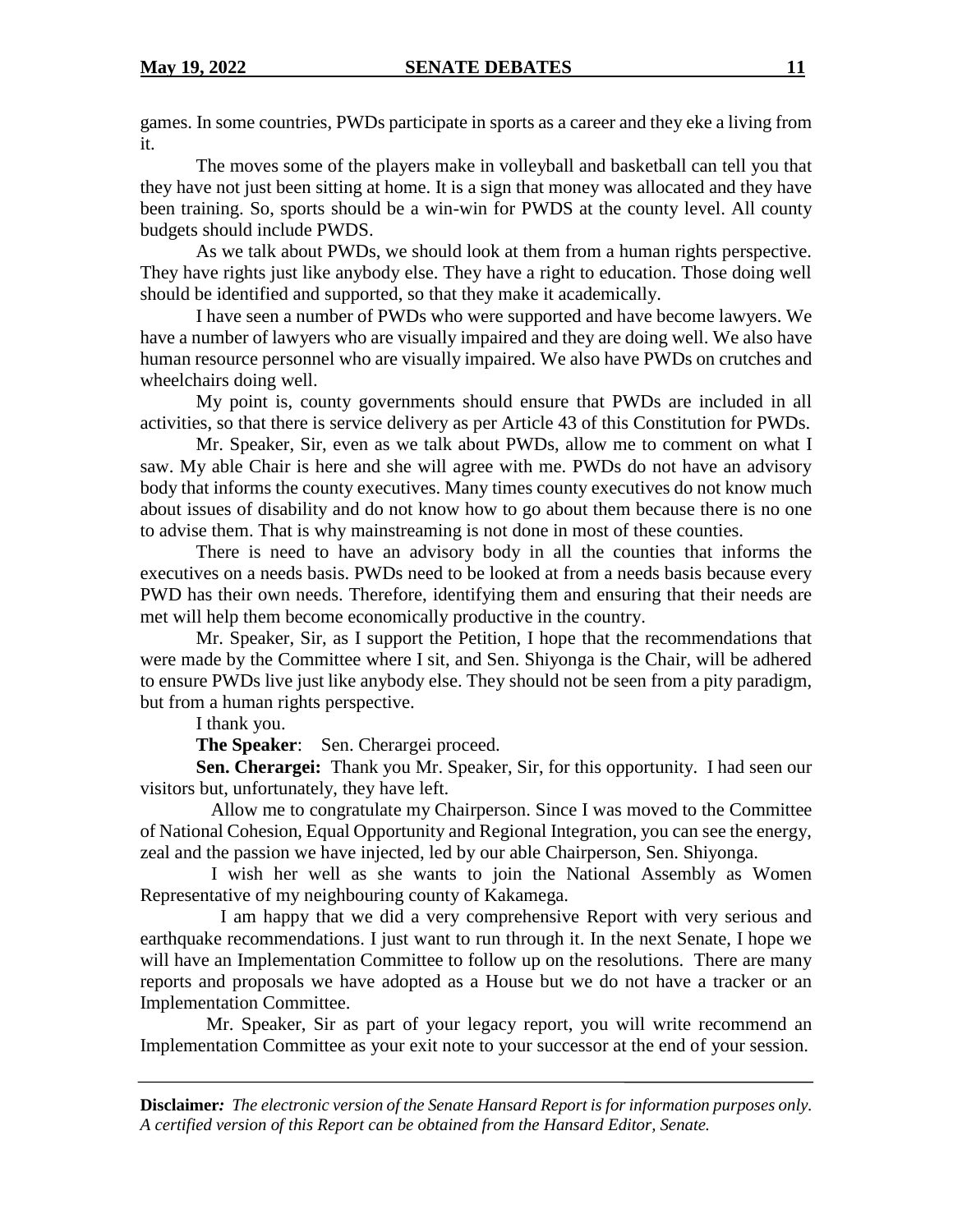games. In some countries, PWDs participate in sports as a career and they eke a living from it.

The moves some of the players make in volleyball and basketball can tell you that they have not just been sitting at home. It is a sign that money was allocated and they have been training. So, sports should be a win-win for PWDS at the county level. All county budgets should include PWDS.

As we talk about PWDs, we should look at them from a human rights perspective. They have rights just like anybody else. They have a right to education. Those doing well should be identified and supported, so that they make it academically.

I have seen a number of PWDs who were supported and have become lawyers. We have a number of lawyers who are visually impaired and they are doing well. We also have human resource personnel who are visually impaired. We also have PWDs on crutches and wheelchairs doing well.

My point is, county governments should ensure that PWDs are included in all activities, so that there is service delivery as per Article 43 of this Constitution for PWDs.

Mr. Speaker, Sir, even as we talk about PWDs, allow me to comment on what I saw. My able Chair is here and she will agree with me. PWDs do not have an advisory body that informs the county executives. Many times county executives do not know much about issues of disability and do not know how to go about them because there is no one to advise them. That is why mainstreaming is not done in most of these counties.

There is need to have an advisory body in all the counties that informs the executives on a needs basis. PWDs need to be looked at from a needs basis because every PWD has their own needs. Therefore, identifying them and ensuring that their needs are met will help them become economically productive in the country.

Mr. Speaker, Sir, as I support the Petition, I hope that the recommendations that were made by the Committee where I sit, and Sen. Shiyonga is the Chair, will be adhered to ensure PWDs live just like anybody else. They should not be seen from a pity paradigm, but from a human rights perspective.

I thank you.

**The Speaker**: Sen. Cherargei proceed.

**Sen. Cherargei:** Thank you Mr. Speaker, Sir, for this opportunity. I had seen our visitors but, unfortunately, they have left.

Allow me to congratulate my Chairperson. Since I was moved to the Committee of National Cohesion, Equal Opportunity and Regional Integration, you can see the energy, zeal and the passion we have injected, led by our able Chairperson, Sen. Shiyonga.

I wish her well as she wants to join the National Assembly as Women Representative of my neighbouring county of Kakamega.

I am happy that we did a very comprehensive Report with very serious and earthquake recommendations. I just want to run through it. In the next Senate, I hope we will have an Implementation Committee to follow up on the resolutions. There are many reports and proposals we have adopted as a House but we do not have a tracker or an Implementation Committee.

Mr. Speaker, Sir as part of your legacy report, you will write recommend an Implementation Committee as your exit note to your successor at the end of your session.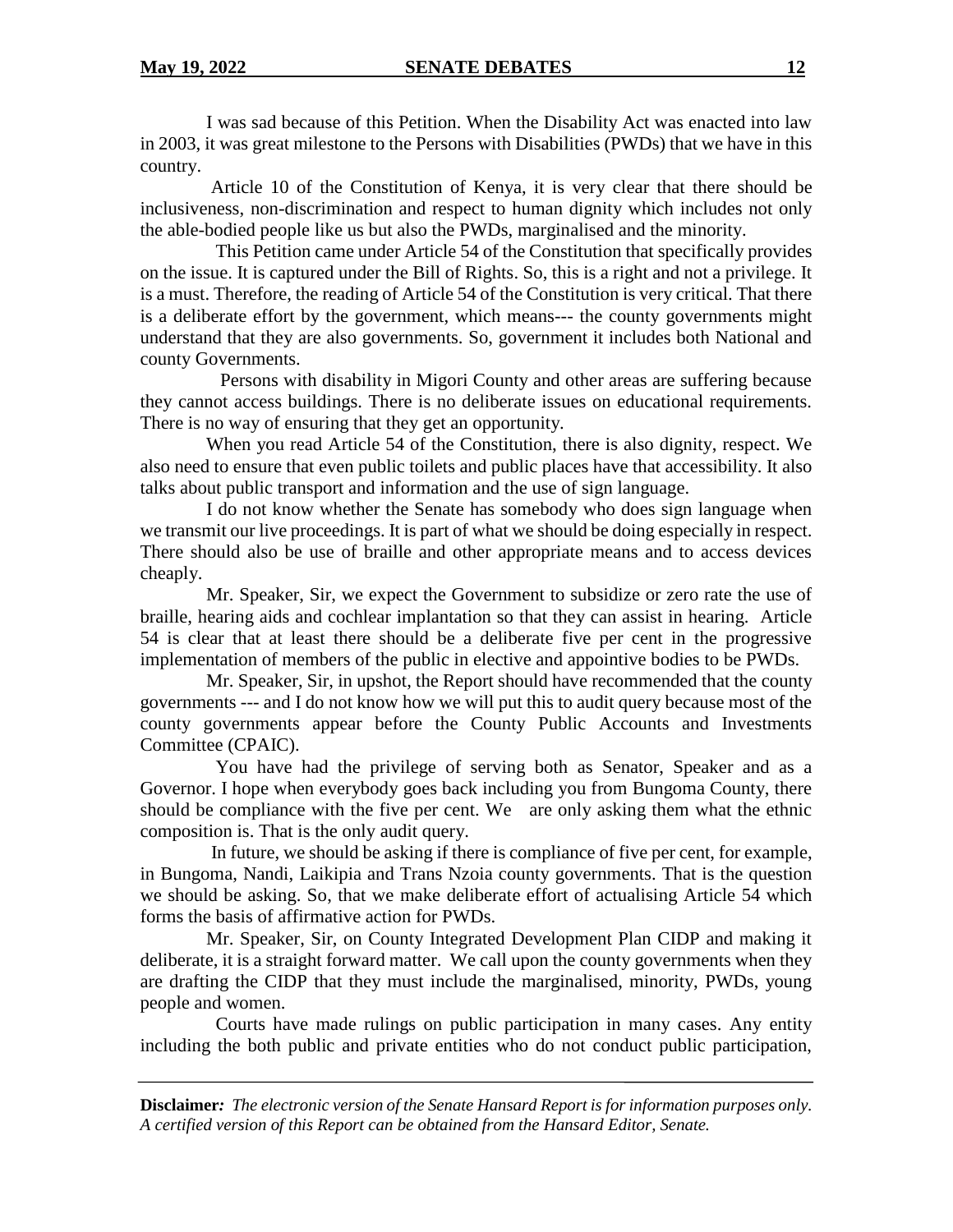I was sad because of this Petition. When the Disability Act was enacted into law in 2003, it was great milestone to the Persons with Disabilities (PWDs) that we have in this country.

Article 10 of the Constitution of Kenya, it is very clear that there should be inclusiveness, non-discrimination and respect to human dignity which includes not only the able-bodied people like us but also the PWDs, marginalised and the minority.

This Petition came under Article 54 of the Constitution that specifically provides on the issue. It is captured under the Bill of Rights. So, this is a right and not a privilege. It is a must. Therefore, the reading of Article 54 of the Constitution is very critical. That there is a deliberate effort by the government, which means--- the county governments might understand that they are also governments. So, government it includes both National and county Governments.

Persons with disability in Migori County and other areas are suffering because they cannot access buildings. There is no deliberate issues on educational requirements. There is no way of ensuring that they get an opportunity.

When you read Article 54 of the Constitution, there is also dignity, respect. We also need to ensure that even public toilets and public places have that accessibility. It also talks about public transport and information and the use of sign language.

I do not know whether the Senate has somebody who does sign language when we transmit our live proceedings. It is part of what we should be doing especially in respect. There should also be use of braille and other appropriate means and to access devices cheaply.

Mr. Speaker, Sir, we expect the Government to subsidize or zero rate the use of braille, hearing aids and cochlear implantation so that they can assist in hearing. Article 54 is clear that at least there should be a deliberate five per cent in the progressive implementation of members of the public in elective and appointive bodies to be PWDs.

Mr. Speaker, Sir, in upshot, the Report should have recommended that the county governments --- and I do not know how we will put this to audit query because most of the county governments appear before the County Public Accounts and Investments Committee (CPAIC).

You have had the privilege of serving both as Senator, Speaker and as a Governor. I hope when everybody goes back including you from Bungoma County, there should be compliance with the five per cent. We are only asking them what the ethnic composition is. That is the only audit query.

In future, we should be asking if there is compliance of five per cent, for example, in Bungoma, Nandi, Laikipia and Trans Nzoia county governments. That is the question we should be asking. So, that we make deliberate effort of actualising Article 54 which forms the basis of affirmative action for PWDs.

Mr. Speaker, Sir, on County Integrated Development Plan CIDP and making it deliberate, it is a straight forward matter. We call upon the county governments when they are drafting the CIDP that they must include the marginalised, minority, PWDs, young people and women.

Courts have made rulings on public participation in many cases. Any entity including the both public and private entities who do not conduct public participation,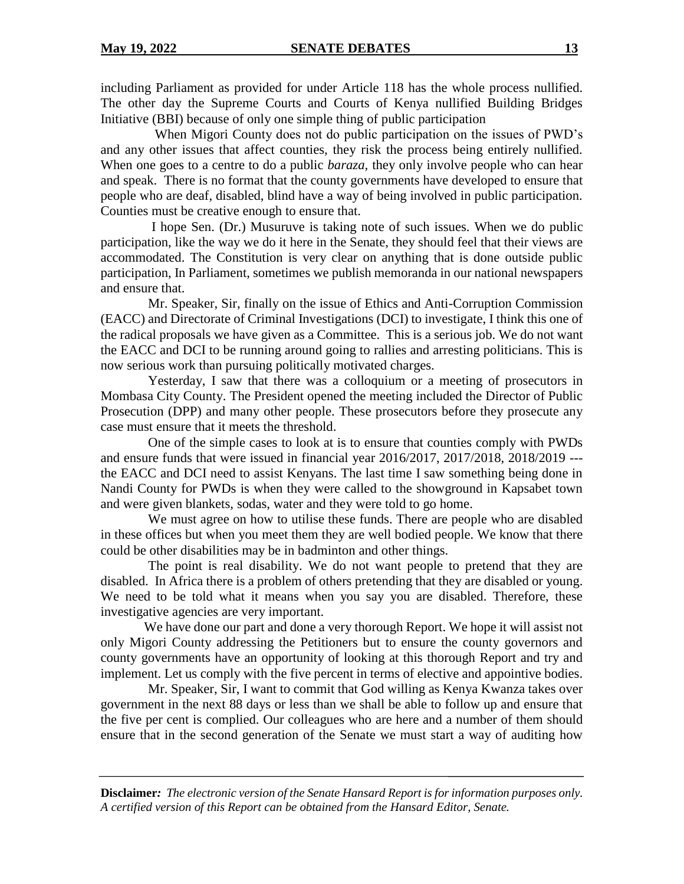including Parliament as provided for under Article 118 has the whole process nullified. The other day the Supreme Courts and Courts of Kenya nullified Building Bridges Initiative (BBI) because of only one simple thing of public participation

When Migori County does not do public participation on the issues of PWD's and any other issues that affect counties, they risk the process being entirely nullified. When one goes to a centre to do a public *baraza,* they only involve people who can hear and speak. There is no format that the county governments have developed to ensure that people who are deaf, disabled, blind have a way of being involved in public participation. Counties must be creative enough to ensure that.

I hope Sen. (Dr.) Musuruve is taking note of such issues. When we do public participation, like the way we do it here in the Senate, they should feel that their views are accommodated. The Constitution is very clear on anything that is done outside public participation, In Parliament, sometimes we publish memoranda in our national newspapers and ensure that.

Mr. Speaker, Sir, finally on the issue of Ethics and Anti-Corruption Commission (EACC) and Directorate of Criminal Investigations (DCI) to investigate, I think this one of the radical proposals we have given as a Committee. This is a serious job. We do not want the EACC and DCI to be running around going to rallies and arresting politicians. This is now serious work than pursuing politically motivated charges.

Yesterday, I saw that there was a colloquium or a meeting of prosecutors in Mombasa City County. The President opened the meeting included the Director of Public Prosecution (DPP) and many other people. These prosecutors before they prosecute any case must ensure that it meets the threshold.

One of the simple cases to look at is to ensure that counties comply with PWDs and ensure funds that were issued in financial year 2016/2017, 2017/2018, 2018/2019 --- the EACC and DCI need to assist Kenyans. The last time I saw something being done in Nandi County for PWDs is when they were called to the showground in Kapsabet town and were given blankets, sodas, water and they were told to go home.

We must agree on how to utilise these funds. There are people who are disabled in these offices but when you meet them they are well bodied people. We know that there could be other disabilities may be in badminton and other things.

The point is real disability. We do not want people to pretend that they are disabled. In Africa there is a problem of others pretending that they are disabled or young. We need to be told what it means when you say you are disabled. Therefore, these investigative agencies are very important.

We have done our part and done a very thorough Report. We hope it will assist not only Migori County addressing the Petitioners but to ensure the county governors and county governments have an opportunity of looking at this thorough Report and try and implement. Let us comply with the five percent in terms of elective and appointive bodies.

Mr. Speaker, Sir, I want to commit that God willing as Kenya Kwanza takes over government in the next 88 days or less than we shall be able to follow up and ensure that the five per cent is complied. Our colleagues who are here and a number of them should ensure that in the second generation of the Senate we must start a way of auditing how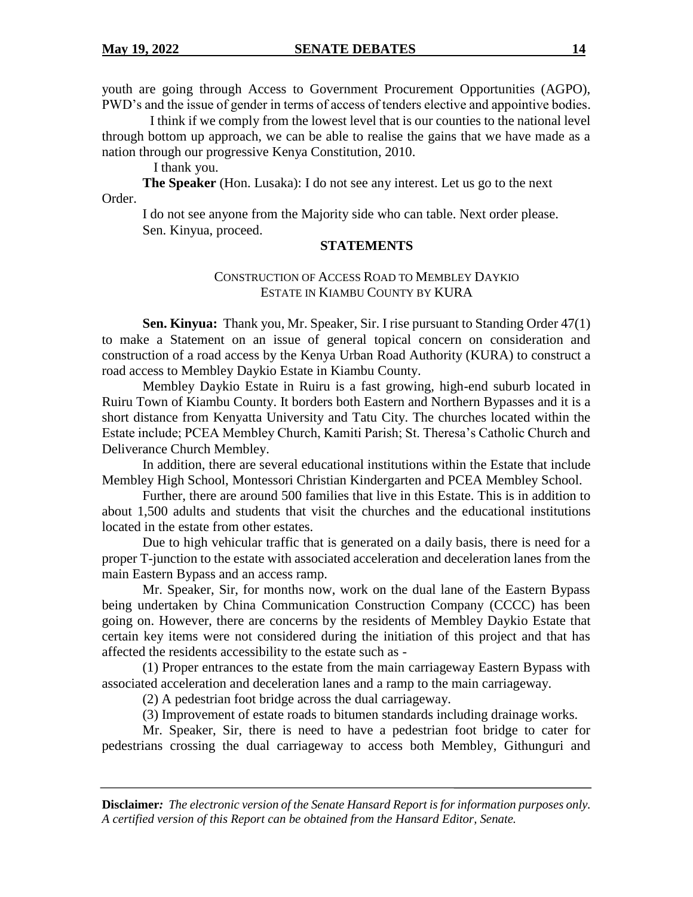youth are going through Access to Government Procurement Opportunities (AGPO), PWD's and the issue of gender in terms of access of tenders elective and appointive bodies.

I think if we comply from the lowest level that is our counties to the national level through bottom up approach, we can be able to realise the gains that we have made as a nation through our progressive Kenya Constitution, 2010.

I thank you.

**The Speaker** (Hon. Lusaka): I do not see any interest. Let us go to the next Order.

I do not see anyone from the Majority side who can table. Next order please.

Sen. Kinyua, proceed.

## STATEMENTS

### CONSTRUCTION OF ACCESS ROAD TO MEMBLEY DAYKIO ESTATE IN KIAMBU COUNTY BY KURA

**Sen. Kinyua:** Thank you, Mr. Speaker, Sir. I rise pursuant to Standing Order 47(1) to make a Statement on an issue of general topical concern on consideration and construction of a road access by the Kenya Urban Road Authority (KURA) to construct a road access to Membley Daykio Estate in Kiambu County.

Membley Daykio Estate in Ruiru is a fast growing, high-end suburb located in Ruiru Town of Kiambu County. It borders both Eastern and Northern Bypasses and it is a short distance from Kenyatta University and Tatu City. The churches located within the Estate include; PCEA Membley Church, Kamiti Parish; St. Theresa's Catholic Church and Deliverance Church Membley.

In addition, there are several educational institutions within the Estate that include Membley High School, Montessori Christian Kindergarten and PCEA Membley School.

Further, there are around 500 families that live in this Estate. This is in addition to about 1,500 adults and students that visit the churches and the educational institutions located in the estate from other estates.

Due to high vehicular traffic that is generated on a daily basis, there is need for a proper T-junction to the estate with associated acceleration and deceleration lanes from the main Eastern Bypass and an access ramp.

Mr. Speaker, Sir, for months now, work on the dual lane of the Eastern Bypass being undertaken by China Communication Construction Company (CCCC) has been going on. However, there are concerns by the residents of Membley Daykio Estate that certain key items were not considered during the initiation of this project and that has affected the residents accessibility to the estate such as -

(1) Proper entrances to the estate from the main carriageway Eastern Bypass with associated acceleration and deceleration lanes and a ramp to the main carriageway.

(2) A pedestrian foot bridge across the dual carriageway.

(3) Improvement of estate roads to bitumen standards including drainage works.

Mr. Speaker, Sir, there is need to have a pedestrian foot bridge to cater for pedestrians crossing the dual carriageway to access both Membley, Githunguri and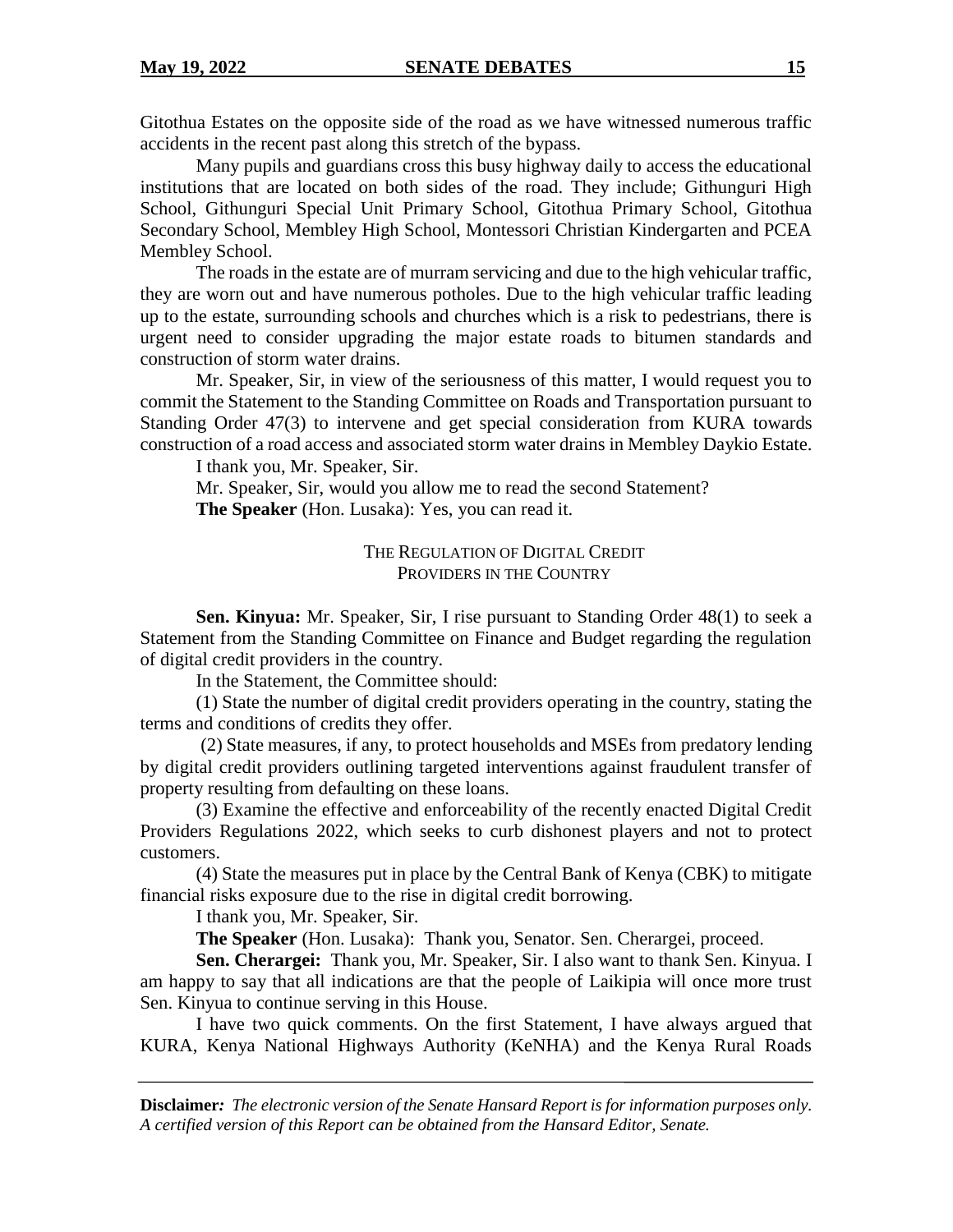Gitothua Estates on the opposite side of the road as we have witnessed numerous traffic accidents in the recent past along this stretch of the bypass.

Many pupils and guardians cross this busy highway daily to access the educational institutions that are located on both sides of the road. They include; Githunguri High School, Githunguri Special Unit Primary School, Gitothua Primary School, Gitothua Secondary School, Membley High School, Montessori Christian Kindergarten and PCEA Membley School.

The roads in the estate are of murram servicing and due to the high vehicular traffic, they are worn out and have numerous potholes. Due to the high vehicular traffic leading up to the estate, surrounding schools and churches which is a risk to pedestrians, there is urgent need to consider upgrading the major estate roads to bitumen standards and construction of storm water drains.

Mr. Speaker, Sir, in view of the seriousness of this matter, I would request you to commit the Statement to the Standing Committee on Roads and Transportation pursuant to Standing Order 47(3) to intervene and get special consideration from KURA towards construction of a road access and associated storm water drains in Membley Daykio Estate.

I thank you, Mr. Speaker, Sir.

Mr. Speaker, Sir, would you allow me to read the second Statement?

**The Speaker** (Hon. Lusaka): Yes, you can read it.

THE REGULATION OF DIGITAL CREDIT PROVIDERS IN THE COUNTRY

**Sen. Kinyua:** Mr. Speaker, Sir, I rise pursuant to Standing Order 48(1) to seek a Statement from the Standing Committee on Finance and Budget regarding the regulation of digital credit providers in the country.

In the Statement, the Committee should:

(1) State the number of digital credit providers operating in the country, stating the terms and conditions of credits they offer.

(2) State measures, if any, to protect households and MSEs from predatory lending by digital credit providers outlining targeted interventions against fraudulent transfer of property resulting from defaulting on these loans.

(3) Examine the effective and enforceability of the recently enacted Digital Credit Providers Regulations 2022, which seeks to curb dishonest players and not to protect customers.

(4) State the measures put in place by the Central Bank of Kenya (CBK) to mitigate financial risks exposure due to the rise in digital credit borrowing.

I thank you, Mr. Speaker, Sir.

**The Speaker** (Hon. Lusaka): Thank you, Senator. Sen. Cherargei, proceed.

**Sen. Cherargei:** Thank you, Mr. Speaker, Sir. I also want to thank Sen. Kinyua. I am happy to say that all indications are that the people of Laikipia will once more trust Sen. Kinyua to continue serving in this House.

I have two quick comments. On the first Statement, I have always argued that KURA, Kenya National Highways Authority (KeNHA) and the Kenya Rural Roads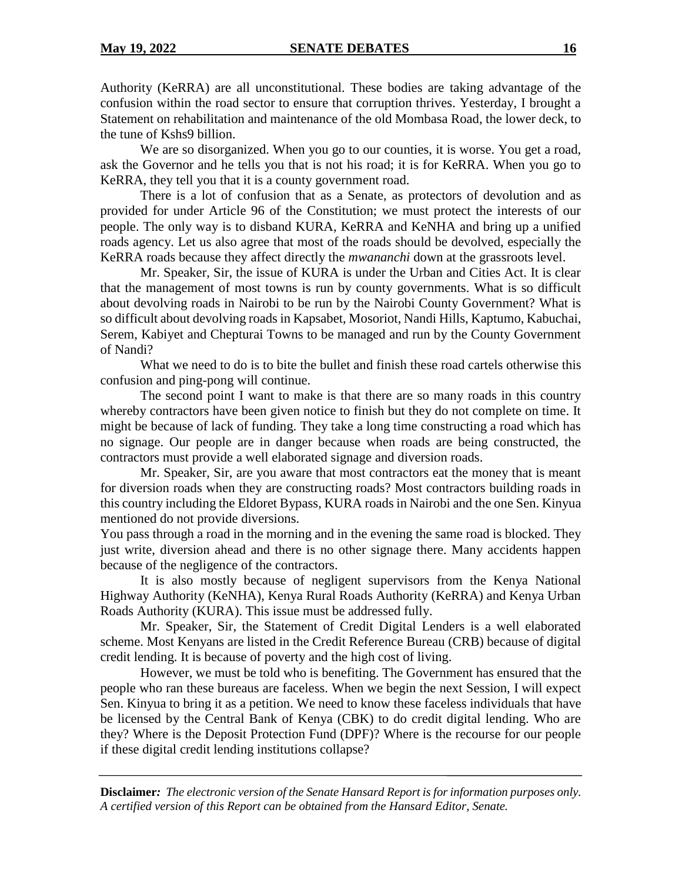Authority (KeRRA) are all unconstitutional. These bodies are taking advantage of the confusion within the road sector to ensure that corruption thrives. Yesterday, I brought a Statement on rehabilitation and maintenance of the old Mombasa Road, the lower deck, to the tune of Kshs9 billion.

We are so disorganized. When you go to our counties, it is worse. You get a road, ask the Governor and he tells you that is not his road; it is for KeRRA. When you go to KeRRA, they tell you that it is a county government road.

There is a lot of confusion that as a Senate, as protectors of devolution and as provided for under Article 96 of the Constitution; we must protect the interests of our people. The only way is to disband KURA, KeRRA and KeNHA and bring up a unified roads agency. Let us also agree that most of the roads should be devolved, especially the KeRRA roads because they affect directly the *mwananchi* down at the grassroots level.

Mr. Speaker, Sir, the issue of KURA is under the Urban and Cities Act. It is clear that the management of most towns is run by county governments. What is so difficult about devolving roads in Nairobi to be run by the Nairobi County Government? What is so difficult about devolving roads in Kapsabet, Mosoriot, Nandi Hills, Kaptumo, Kabuchai, Serem, Kabiyet and Chepturai Towns to be managed and run by the County Government of Nandi?

What we need to do is to bite the bullet and finish these road cartels otherwise this confusion and ping-pong will continue.

The second point I want to make is that there are so many roads in this country whereby contractors have been given notice to finish but they do not complete on time. It might be because of lack of funding. They take a long time constructing a road which has no signage. Our people are in danger because when roads are being constructed, the contractors must provide a well elaborated signage and diversion roads.

Mr. Speaker, Sir, are you aware that most contractors eat the money that is meant for diversion roads when they are constructing roads? Most contractors building roads in this country including the Eldoret Bypass, KURA roads in Nairobi and the one Sen. Kinyua mentioned do not provide diversions.

You pass through a road in the morning and in the evening the same road is blocked. They just write, diversion ahead and there is no other signage there. Many accidents happen because of the negligence of the contractors.

It is also mostly because of negligent supervisors from the Kenya National Highway Authority (KeNHA), Kenya Rural Roads Authority (KeRRA) and Kenya Urban Roads Authority (KURA). This issue must be addressed fully.

Mr. Speaker, Sir, the Statement of Credit Digital Lenders is a well elaborated scheme. Most Kenyans are listed in the Credit Reference Bureau (CRB) because of digital credit lending. It is because of poverty and the high cost of living.

However, we must be told who is benefiting. The Government has ensured that the people who ran these bureaus are faceless. When we begin the next Session, I will expect Sen. Kinyua to bring it as a petition. We need to know these faceless individuals that have be licensed by the Central Bank of Kenya (CBK) to do credit digital lending. Who are they? Where is the Deposit Protection Fund (DPF)? Where is the recourse for our people if these digital credit lending institutions collapse?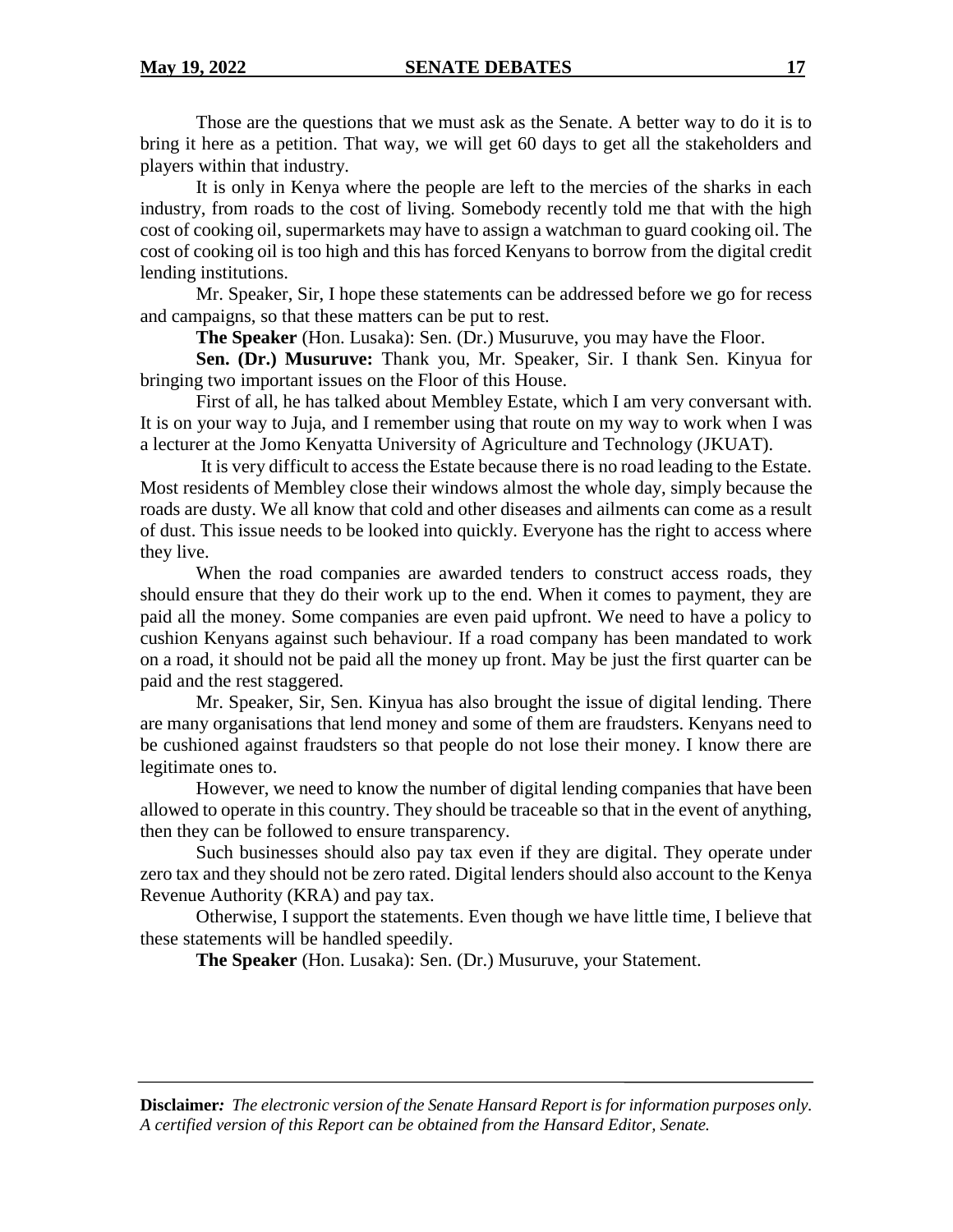Those are the questions that we must ask as the Senate. A better way to do it is to bring it here as a petition. That way, we will get 60 days to get all the stakeholders and players within that industry.

It is only in Kenya where the people are left to the mercies of the sharks in each industry, from roads to the cost of living. Somebody recently told me that with the high cost of cooking oil, supermarkets may have to assign a watchman to guard cooking oil. The cost of cooking oil is too high and this has forced Kenyans to borrow from the digital credit lending institutions.

Mr. Speaker, Sir, I hope these statements can be addressed before we go for recess and campaigns, so that these matters can be put to rest.

**The Speaker** (Hon. Lusaka): Sen. (Dr.) Musuruve, you may have the Floor.

**Sen. (Dr.) Musuruve:** Thank you, Mr. Speaker, Sir. I thank Sen. Kinyua for bringing two important issues on the Floor of this House.

First of all, he has talked about Membley Estate, which I am very conversant with. It is on your way to Juja, and I remember using that route on my way to work when I was a lecturer at the Jomo Kenyatta University of Agriculture and Technology (JKUAT).

It is very difficult to access the Estate because there is no road leading to the Estate. Most residents of Membley close their windows almost the whole day, simply because the roads are dusty. We all know that cold and other diseases and ailments can come as a result of dust. This issue needs to be looked into quickly. Everyone has the right to access where they live.

When the road companies are awarded tenders to construct access roads, they should ensure that they do their work up to the end. When it comes to payment, they are paid all the money. Some companies are even paid upfront. We need to have a policy to cushion Kenyans against such behaviour. If a road company has been mandated to work on a road, it should not be paid all the money up front. May be just the first quarter can be paid and the rest staggered.

Mr. Speaker, Sir, Sen. Kinyua has also brought the issue of digital lending. There are many organisations that lend money and some of them are fraudsters. Kenyans need to be cushioned against fraudsters so that people do not lose their money. I know there are legitimate ones to.

However, we need to know the number of digital lending companies that have been allowed to operate in this country. They should be traceable so that in the event of anything, then they can be followed to ensure transparency.

Such businesses should also pay tax even if they are digital. They operate under zero tax and they should not be zero rated. Digital lenders should also account to the Kenya Revenue Authority (KRA) and pay tax.

Otherwise, I support the statements. Even though we have little time, I believe that these statements will be handled speedily.

**The Speaker** (Hon. Lusaka): Sen. (Dr.) Musuruve, your Statement.

**Disclaimer:** *The electronic version of the Senate Hansard Report is for information purposes only. A certified version of this Report can be obtained from the Hansard Editor, Senate.*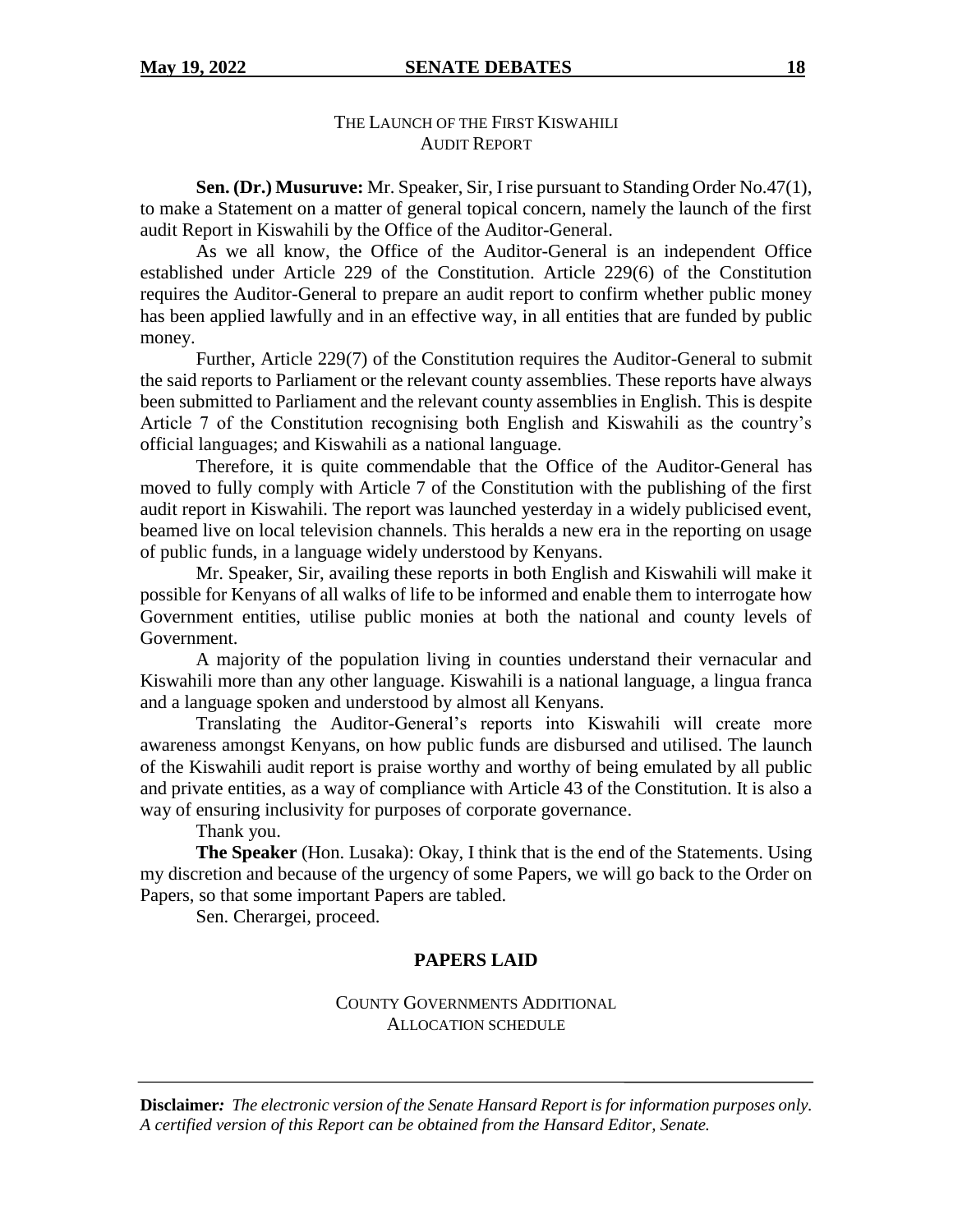THE LAUNCH OF THE FIRST KISWAHILI AUDIT REPORT

**Sen. (Dr.) Musuruve:** Mr. Speaker, Sir, I rise pursuant to Standing Order No.47(1), to make a Statement on a matter of general topical concern, namely the launch of the first audit Report in Kiswahili by the Office of the Auditor-General.

As we all know, the Office of the Auditor-General is an independent Office established under Article 229 of the Constitution. Article 229(6) of the Constitution requires the Auditor-General to prepare an audit report to confirm whether public money has been applied lawfully and in an effective way, in all entities that are funded by public money.

Further, Article 229(7) of the Constitution requires the Auditor-General to submit the said reports to Parliament or the relevant county assemblies. These reports have always been submitted to Parliament and the relevant county assemblies in English. This is despite Article 7 of the Constitution recognising both English and Kiswahili as the country's official languages; and Kiswahili as a national language.

Therefore, it is quite commendable that the Office of the Auditor-General has moved to fully comply with Article 7 of the Constitution with the publishing of the first audit report in Kiswahili. The report was launched yesterday in a widely publicised event, beamed live on local television channels. This heralds a new era in the reporting on usage of public funds, in a language widely understood by Kenyans.

Mr. Speaker, Sir, availing these reports in both English and Kiswahili will make it possible for Kenyans of all walks of life to be informed and enable them to interrogate how Government entities, utilise public monies at both the national and county levels of Government.

A majority of the population living in counties understand their vernacular and Kiswahili more than any other language. Kiswahili is a national language, a lingua franca and a language spoken and understood by almost all Kenyans.

Translating the Auditor-General's reports into Kiswahili will create more awareness amongst Kenyans, on how public funds are disbursed and utilised. The launch of the Kiswahili audit report is praise worthy and worthy of being emulated by all public and private entities, as a way of compliance with Article 43 of the Constitution. It is also a way of ensuring inclusivity for purposes of corporate governance.

Thank you.

**The Speaker** (Hon. Lusaka): Okay, I think that is the end of the Statements. Using my discretion and because of the urgency of some Papers, we will go back to the Order on Papers, so that some important Papers are tabled.

Sen. Cherargei, proceed.

## PAPERS LAID

COUNTY GOVERNMENTS ADDITIONAL ALLOCATION SCHEDULE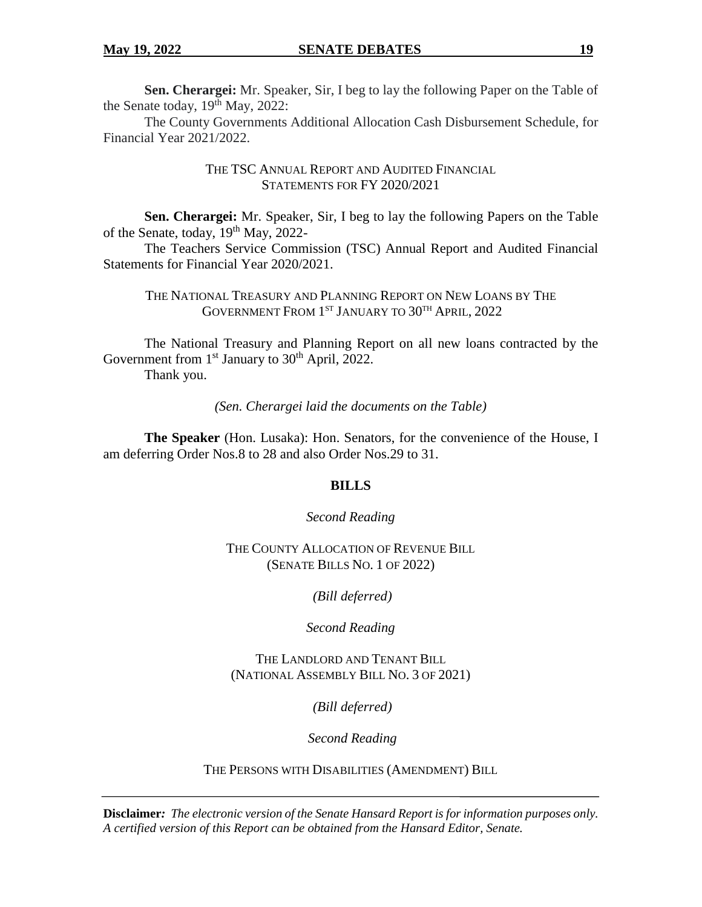**Sen. Cherargei:** Mr. Speaker, Sir, I beg to lay the following Paper on the Table of the Senate today, 19th May, 2022:

The County Governments Additional Allocation Cash Disbursement Schedule, for Financial Year 2021/2022.

### THE TSC ANNUAL REPORT AND AUDITED FINANCIAL STATEMENTS FOR FY 2020/2021

**Sen. Cherargei:** Mr. Speaker, Sir, I beg to lay the following Papers on the Table of the Senate, today, 19th May, 2022-

The Teachers Service Commission (TSC) Annual Report and Audited Financial Statements for Financial Year 2020/2021.

### THE NATIONAL TREASURY AND PLANNING REPORT ON NEW LOANS BY THE GOVERNMENT FROM 1ST JANUARY TO 30TH APRIL, 2022

The National Treasury and Planning Report on all new loans contracted by the Government from 1st January to 30th April, 2022.

Thank you.

*(Sen. Cherargei laid the documents on the Table)*

**The Speaker** (Hon. Lusaka): Hon. Senators, for the convenience of the House, I am deferring Order Nos.8 to 28 and also Order Nos.29 to 31.

## BILLS

*Second Reading*

### THE COUNTY ALLOCATION OF REVENUE BILL (SENATE BILLS NO. 1 OF 2022)

*(Bill deferred)*

*Second Reading*

### THE LANDLORD AND TENANT BILL (NATIONAL ASSEMBLY BILL NO. 3 OF 2021)

*(Bill deferred)*

*Second Reading*

### THE PERSONS WITH DISABILITIES (AMENDMENT) BILL

**Disclaimer:** *The electronic version of the Senate Hansard Report is for information purposes only. A certified version of this Report can be obtained from the Hansard Editor, Senate.*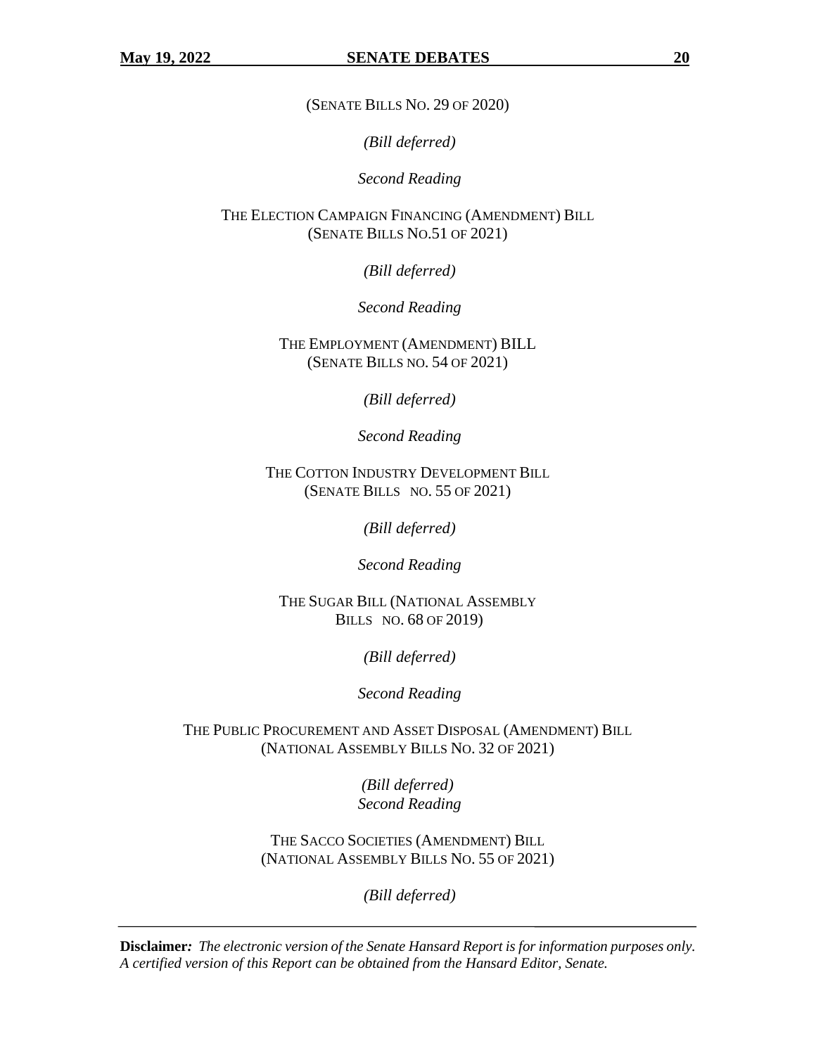(SENATE BILLS NO. 29 OF 2020)

*(Bill deferred)*

*Second Reading*

THE ELECTION CAMPAIGN FINANCING (AMENDMENT) BILL
(SENATE BILLS NO.51 OF 2021)

*(Bill deferred)*

*Second Reading*

THE EMPLOYMENT (AMENDMENT) BILL
(SENATE BILLS NO. 54 OF 2021)

*(Bill deferred)*

*Second Reading*

THE COTTON INDUSTRY DEVELOPMENT BILL
(SENATE BILLS NO. 55 OF 2021)

*(Bill deferred)*

*Second Reading*

THE SUGAR BILL (NATIONAL ASSEMBLY
BILLS NO. 68 OF 2019)

*(Bill deferred)*

*Second Reading*

THE PUBLIC PROCUREMENT AND ASSET DISPOSAL (AMENDMENT) BILL
(NATIONAL ASSEMBLY BILLS NO. 32 OF 2021)

*(Bill deferred)*
*Second Reading*

THE SACCO SOCIETIES (AMENDMENT) BILL
(NATIONAL ASSEMBLY BILLS NO. 55 OF 2021)

*(Bill deferred)*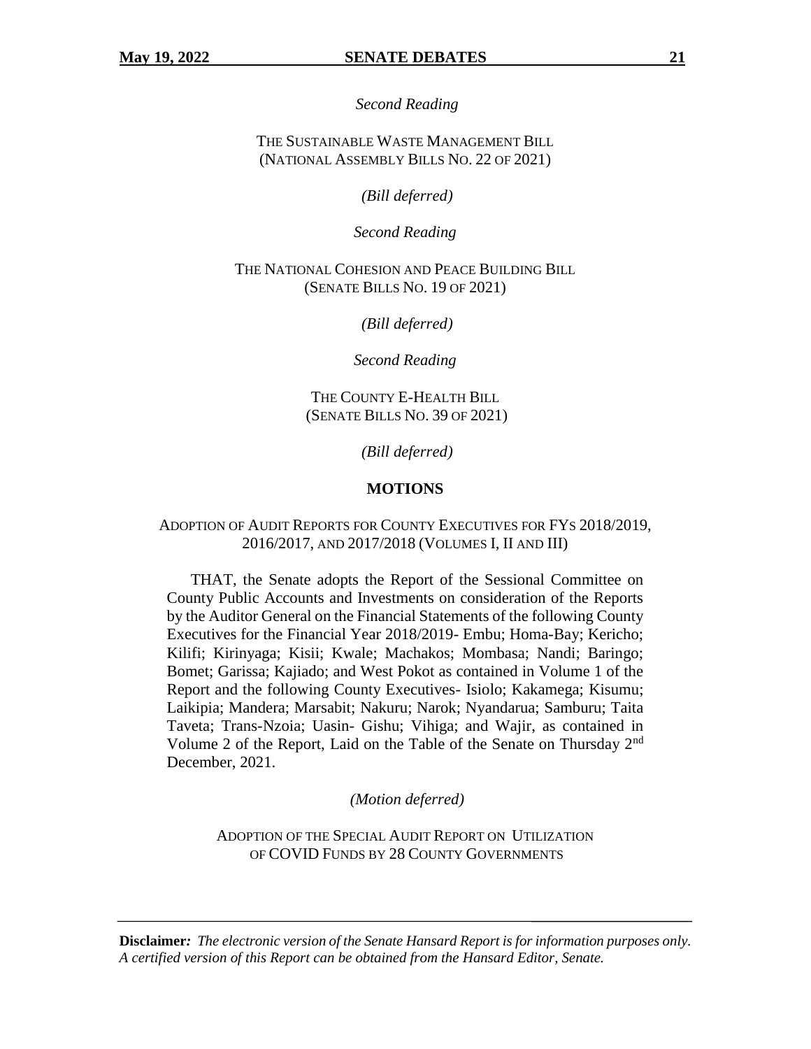*Second Reading*

THE SUSTAINABLE WASTE MANAGEMENT BILL
(NATIONAL ASSEMBLY BILLS NO. 22 OF 2021)

*(Bill deferred)*

*Second Reading*

THE NATIONAL COHESION AND PEACE BUILDING BILL
(SENATE BILLS NO. 19 OF 2021)

*(Bill deferred)*

*Second Reading*

THE COUNTY E-HEALTH BILL
(SENATE BILLS NO. 39 OF 2021)

*(Bill deferred)*

## MOTIONS

ADOPTION OF AUDIT REPORTS FOR COUNTY EXECUTIVES FOR FYS 2018/2019, 2016/2017, AND 2017/2018 (VOLUMES I, II AND III)

THAT, the Senate adopts the Report of the Sessional Committee on County Public Accounts and Investments on consideration of the Reports by the Auditor General on the Financial Statements of the following County Executives for the Financial Year 2018/2019- Embu; Homa-Bay; Kericho; Kilifi; Kirinyaga; Kisii; Kwale; Machakos; Mombasa; Nandi; Baringo; Bomet; Garissa; Kajiado; and West Pokot as contained in Volume 1 of the Report and the following County Executives- Isiolo; Kakamega; Kisumu; Laikipia; Mandera; Marsabit; Nakuru; Narok; Nyandarua; Samburu; Taita Taveta; Trans-Nzoia; Uasin- Gishu; Vihiga; and Wajir, as contained in Volume 2 of the Report, Laid on the Table of the Senate on Thursday 2nd December, 2021.

*(Motion deferred)*

ADOPTION OF THE SPECIAL AUDIT REPORT ON UTILIZATION OF COVID FUNDS BY 28 COUNTY GOVERNMENTS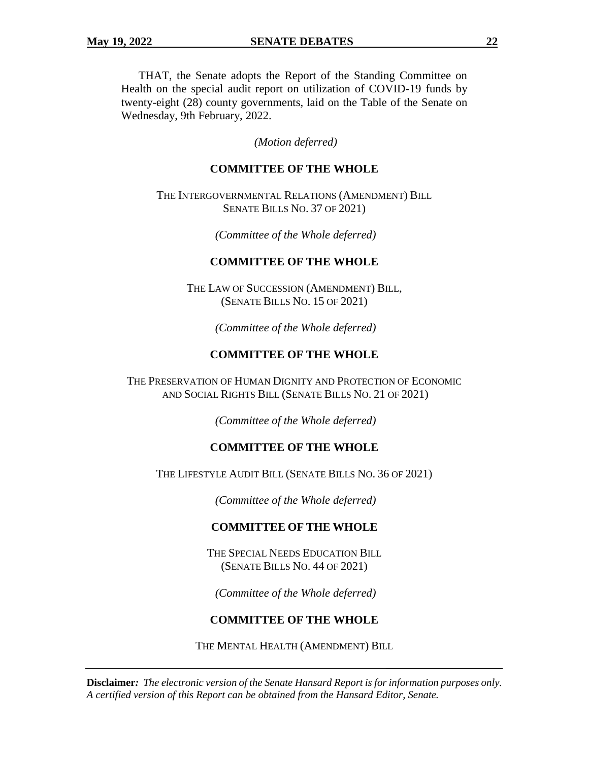THAT, the Senate adopts the Report of the Standing Committee on Health on the special audit report on utilization of COVID-19 funds by twenty-eight (28) county governments, laid on the Table of the Senate on Wednesday, 9th February, 2022.

*(Motion deferred)*

## COMMITTEE OF THE WHOLE

THE INTERGOVERNMENTAL RELATIONS (AMENDMENT) BILL
SENATE BILLS NO. 37 OF 2021)

*(Committee of the Whole deferred)*

## COMMITTEE OF THE WHOLE

THE LAW OF SUCCESSION (AMENDMENT) BILL,
(SENATE BILLS NO. 15 OF 2021)

*(Committee of the Whole deferred)*

## COMMITTEE OF THE WHOLE

THE PRESERVATION OF HUMAN DIGNITY AND PROTECTION OF ECONOMIC AND SOCIAL RIGHTS BILL (SENATE BILLS NO. 21 OF 2021)

*(Committee of the Whole deferred)*

## COMMITTEE OF THE WHOLE

THE LIFESTYLE AUDIT BILL (SENATE BILLS NO. 36 OF 2021)

*(Committee of the Whole deferred)*

## COMMITTEE OF THE WHOLE

THE SPECIAL NEEDS EDUCATION BILL
(SENATE BILLS NO. 44 OF 2021)

*(Committee of the Whole deferred)*

## COMMITTEE OF THE WHOLE

THE MENTAL HEALTH (AMENDMENT) BILL

**Disclaimer:** *The electronic version of the Senate Hansard Report is for information purposes only. A certified version of this Report can be obtained from the Hansard Editor, Senate.*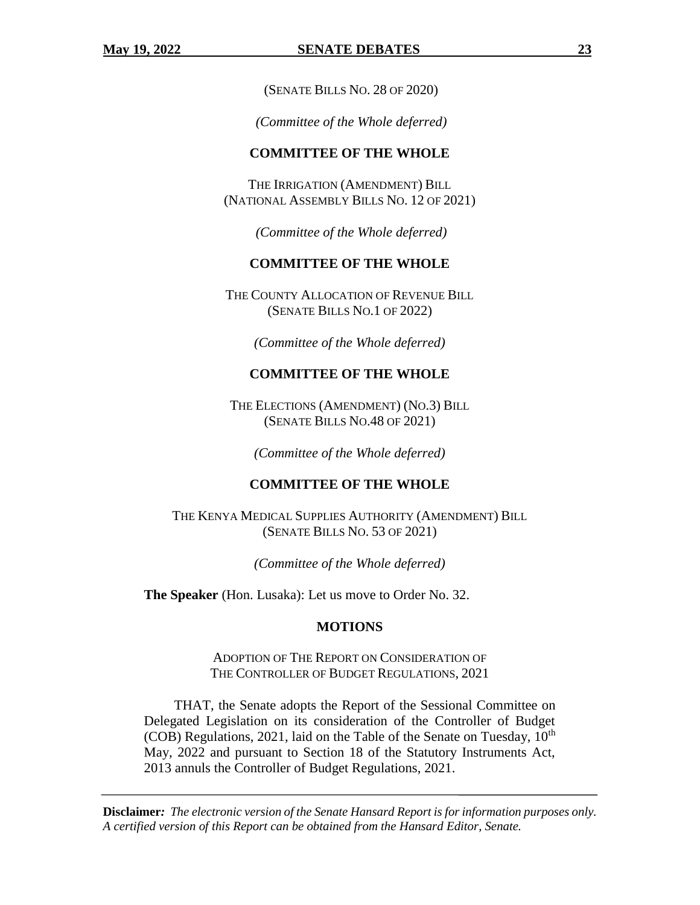(SENATE BILLS NO. 28 OF 2020)

*(Committee of the Whole deferred)*

**COMMITTEE OF THE WHOLE**

THE IRRIGATION (AMENDMENT) BILL
(NATIONAL ASSEMBLY BILLS NO. 12 OF 2021)

*(Committee of the Whole deferred)*

**COMMITTEE OF THE WHOLE**

THE COUNTY ALLOCATION OF REVENUE BILL
(SENATE BILLS NO.1 OF 2022)

*(Committee of the Whole deferred)*

**COMMITTEE OF THE WHOLE**

THE ELECTIONS (AMENDMENT) (NO.3) BILL
(SENATE BILLS NO.48 OF 2021)

*(Committee of the Whole deferred)*

**COMMITTEE OF THE WHOLE**

THE KENYA MEDICAL SUPPLIES AUTHORITY (AMENDMENT) BILL
(SENATE BILLS NO. 53 OF 2021)

*(Committee of the Whole deferred)*

**The Speaker** (Hon. Lusaka): Let us move to Order No. 32.

**MOTIONS**

ADOPTION OF THE REPORT ON CONSIDERATION OF
THE CONTROLLER OF BUDGET REGULATIONS, 2021

THAT, the Senate adopts the Report of the Sessional Committee on Delegated Legislation on its consideration of the Controller of Budget (COB) Regulations, 2021, laid on the Table of the Senate on Tuesday, 10th May, 2022 and pursuant to Section 18 of the Statutory Instruments Act, 2013 annuls the Controller of Budget Regulations, 2021.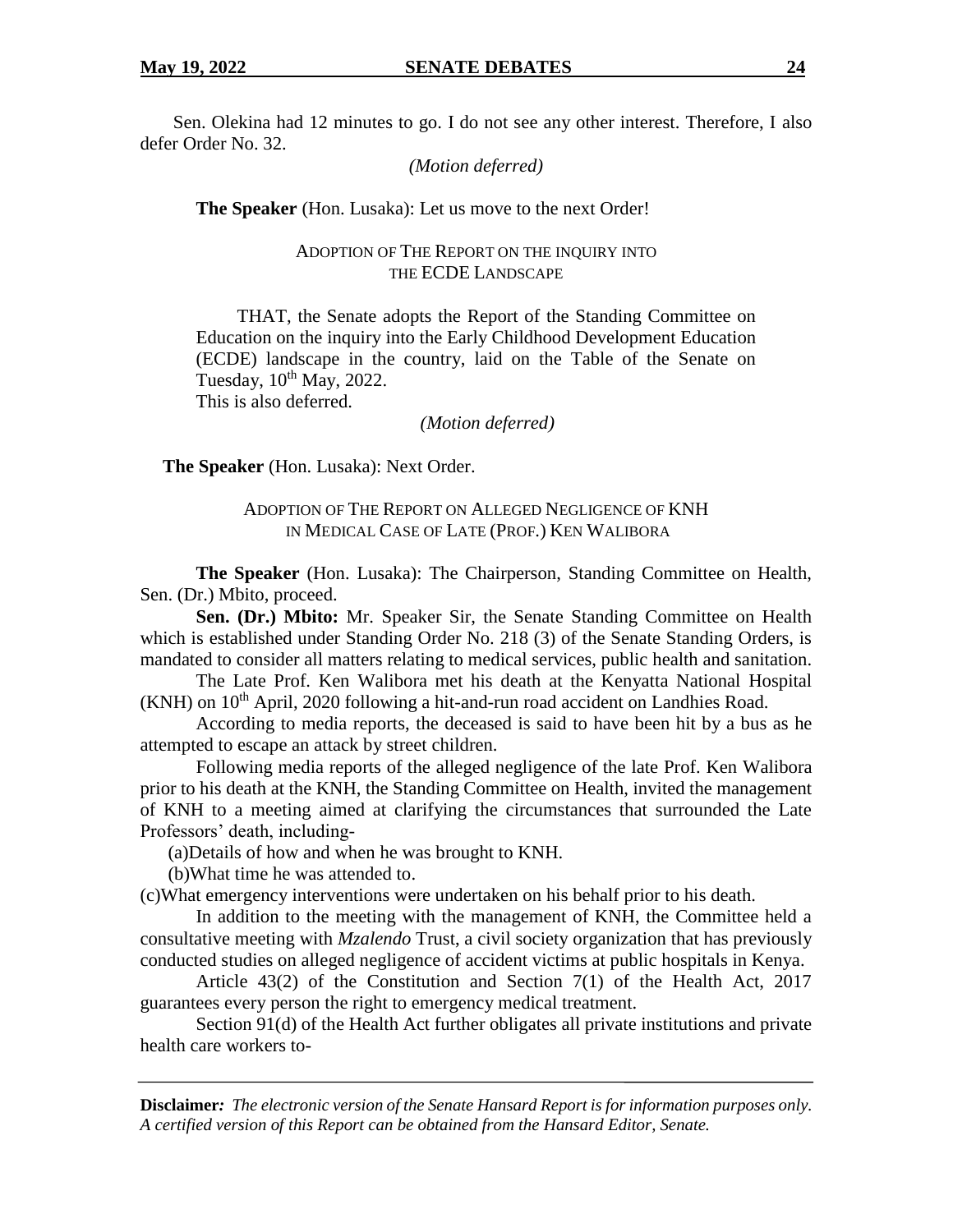Sen. Olekina had 12 minutes to go. I do not see any other interest. Therefore, I also defer Order No. 32.

*(Motion deferred)*

**The Speaker** (Hon. Lusaka): Let us move to the next Order!

ADOPTION OF THE REPORT ON THE INQUIRY INTO THE ECDE LANDSCAPE

THAT, the Senate adopts the Report of the Standing Committee on Education on the inquiry into the Early Childhood Development Education (ECDE) landscape in the country, laid on the Table of the Senate on Tuesday, 10th May, 2022.

This is also deferred.

*(Motion deferred)*

**The Speaker** (Hon. Lusaka): Next Order.

ADOPTION OF THE REPORT ON ALLEGED NEGLIGENCE OF KNH IN MEDICAL CASE OF LATE (PROF.) KEN WALIBORA

**The Speaker** (Hon. Lusaka): The Chairperson, Standing Committee on Health, Sen. (Dr.) Mbito, proceed.

**Sen. (Dr.) Mbito:** Mr. Speaker Sir, the Senate Standing Committee on Health which is established under Standing Order No. 218 (3) of the Senate Standing Orders, is mandated to consider all matters relating to medical services, public health and sanitation.

The Late Prof. Ken Walibora met his death at the Kenyatta National Hospital (KNH) on 10th April, 2020 following a hit-and-run road accident on Landhies Road.

According to media reports, the deceased is said to have been hit by a bus as he attempted to escape an attack by street children.

Following media reports of the alleged negligence of the late Prof. Ken Walibora prior to his death at the KNH, the Standing Committee on Health, invited the management of KNH to a meeting aimed at clarifying the circumstances that surrounded the Late Professors' death, including-

(a)Details of how and when he was brought to KNH.

(b)What time he was attended to.

(c)What emergency interventions were undertaken on his behalf prior to his death.

In addition to the meeting with the management of KNH, the Committee held a consultative meeting with *Mzalendo* Trust, a civil society organization that has previously conducted studies on alleged negligence of accident victims at public hospitals in Kenya.

Article 43(2) of the Constitution and Section 7(1) of the Health Act, 2017 guarantees every person the right to emergency medical treatment.

Section 91(d) of the Health Act further obligates all private institutions and private health care workers to-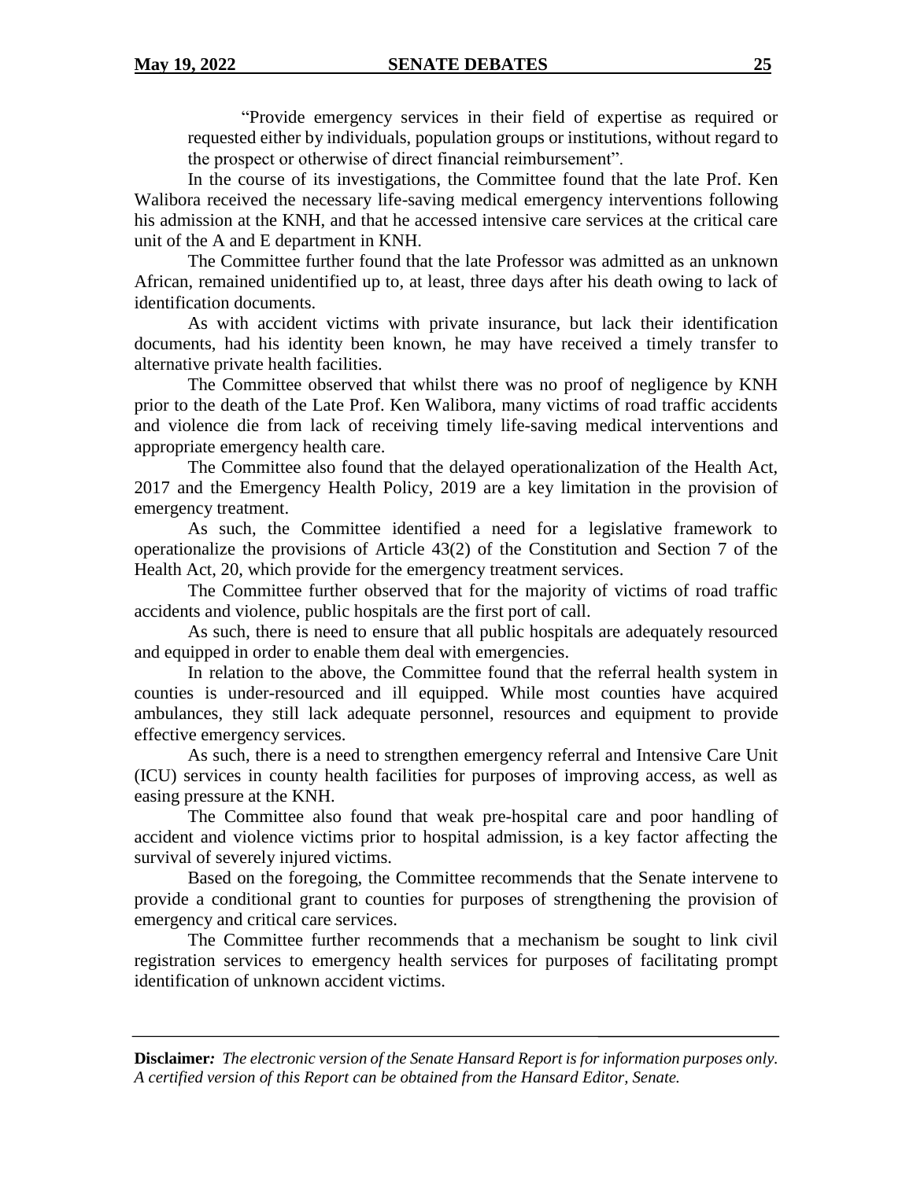"Provide emergency services in their field of expertise as required or requested either by individuals, population groups or institutions, without regard to the prospect or otherwise of direct financial reimbursement".

In the course of its investigations, the Committee found that the late Prof. Ken Walibora received the necessary life-saving medical emergency interventions following his admission at the KNH, and that he accessed intensive care services at the critical care unit of the A and E department in KNH.

The Committee further found that the late Professor was admitted as an unknown African, remained unidentified up to, at least, three days after his death owing to lack of identification documents.

As with accident victims with private insurance, but lack their identification documents, had his identity been known, he may have received a timely transfer to alternative private health facilities.

The Committee observed that whilst there was no proof of negligence by KNH prior to the death of the Late Prof. Ken Walibora, many victims of road traffic accidents and violence die from lack of receiving timely life-saving medical interventions and appropriate emergency health care.

The Committee also found that the delayed operationalization of the Health Act, 2017 and the Emergency Health Policy, 2019 are a key limitation in the provision of emergency treatment.

As such, the Committee identified a need for a legislative framework to operationalize the provisions of Article 43(2) of the Constitution and Section 7 of the Health Act, 20, which provide for the emergency treatment services.

The Committee further observed that for the majority of victims of road traffic accidents and violence, public hospitals are the first port of call.

As such, there is need to ensure that all public hospitals are adequately resourced and equipped in order to enable them deal with emergencies.

In relation to the above, the Committee found that the referral health system in counties is under-resourced and ill equipped. While most counties have acquired ambulances, they still lack adequate personnel, resources and equipment to provide effective emergency services.

As such, there is a need to strengthen emergency referral and Intensive Care Unit (ICU) services in county health facilities for purposes of improving access, as well as easing pressure at the KNH.

The Committee also found that weak pre-hospital care and poor handling of accident and violence victims prior to hospital admission, is a key factor affecting the survival of severely injured victims.

Based on the foregoing, the Committee recommends that the Senate intervene to provide a conditional grant to counties for purposes of strengthening the provision of emergency and critical care services.

The Committee further recommends that a mechanism be sought to link civil registration services to emergency health services for purposes of facilitating prompt identification of unknown accident victims.

**Disclaimer***: The electronic version of the Senate Hansard Report is for information purposes only. A certified version of this Report can be obtained from the Hansard Editor, Senate.*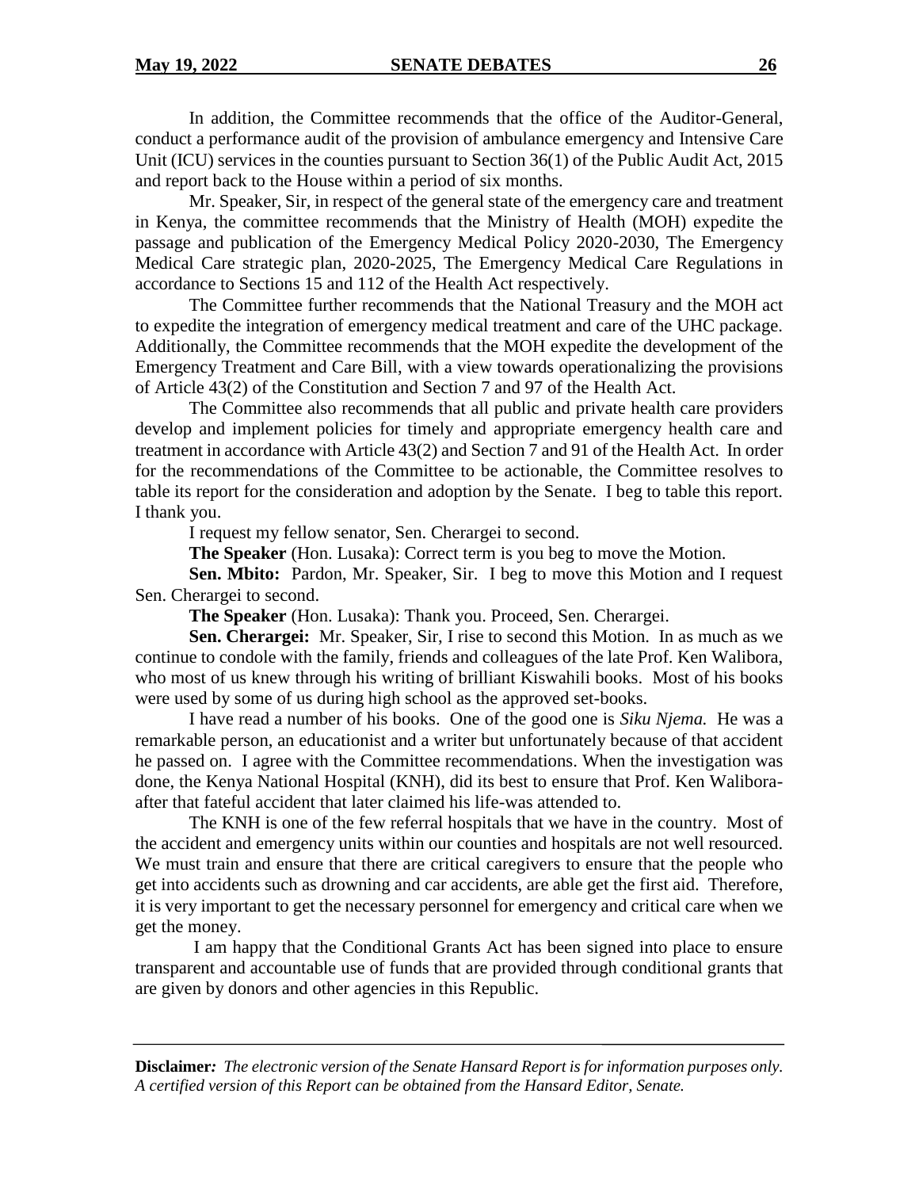In addition, the Committee recommends that the office of the Auditor-General, conduct a performance audit of the provision of ambulance emergency and Intensive Care Unit (ICU) services in the counties pursuant to Section 36(1) of the Public Audit Act, 2015 and report back to the House within a period of six months.

Mr. Speaker, Sir, in respect of the general state of the emergency care and treatment in Kenya, the committee recommends that the Ministry of Health (MOH) expedite the passage and publication of the Emergency Medical Policy 2020-2030, The Emergency Medical Care strategic plan, 2020-2025, The Emergency Medical Care Regulations in accordance to Sections 15 and 112 of the Health Act respectively.

The Committee further recommends that the National Treasury and the MOH act to expedite the integration of emergency medical treatment and care of the UHC package. Additionally, the Committee recommends that the MOH expedite the development of the Emergency Treatment and Care Bill, with a view towards operationalizing the provisions of Article 43(2) of the Constitution and Section 7 and 97 of the Health Act.

The Committee also recommends that all public and private health care providers develop and implement policies for timely and appropriate emergency health care and treatment in accordance with Article 43(2) and Section 7 and 91 of the Health Act. In order for the recommendations of the Committee to be actionable, the Committee resolves to table its report for the consideration and adoption by the Senate. I beg to table this report. I thank you.

I request my fellow senator, Sen. Cherargei to second.

**The Speaker** (Hon. Lusaka): Correct term is you beg to move the Motion.

**Sen. Mbito:** Pardon, Mr. Speaker, Sir. I beg to move this Motion and I request Sen. Cherargei to second.

**The Speaker** (Hon. Lusaka): Thank you. Proceed, Sen. Cherargei.

**Sen. Cherargei:** Mr. Speaker, Sir, I rise to second this Motion. In as much as we continue to condole with the family, friends and colleagues of the late Prof. Ken Walibora, who most of us knew through his writing of brilliant Kiswahili books. Most of his books were used by some of us during high school as the approved set-books.

I have read a number of his books. One of the good one is *Siku Njema.* He was a remarkable person, an educationist and a writer but unfortunately because of that accident he passed on. I agree with the Committee recommendations. When the investigation was done, the Kenya National Hospital (KNH), did its best to ensure that Prof. Ken Walibora-after that fateful accident that later claimed his life-was attended to.

The KNH is one of the few referral hospitals that we have in the country. Most of the accident and emergency units within our counties and hospitals are not well resourced. We must train and ensure that there are critical caregivers to ensure that the people who get into accidents such as drowning and car accidents, are able get the first aid. Therefore, it is very important to get the necessary personnel for emergency and critical care when we get the money.

I am happy that the Conditional Grants Act has been signed into place to ensure transparent and accountable use of funds that are provided through conditional grants that are given by donors and other agencies in this Republic.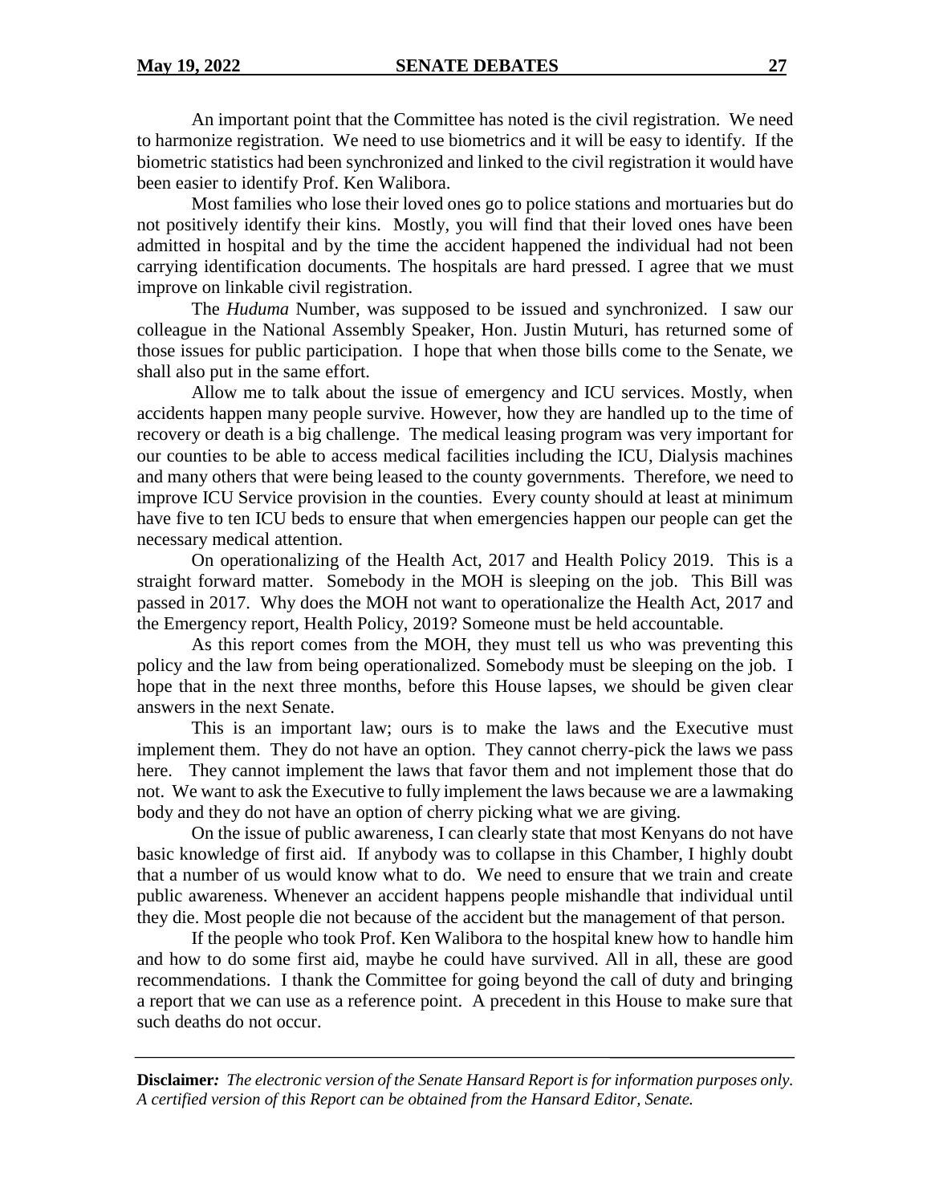An important point that the Committee has noted is the civil registration. We need to harmonize registration. We need to use biometrics and it will be easy to identify. If the biometric statistics had been synchronized and linked to the civil registration it would have been easier to identify Prof. Ken Walibora.

Most families who lose their loved ones go to police stations and mortuaries but do not positively identify their kins. Mostly, you will find that their loved ones have been admitted in hospital and by the time the accident happened the individual had not been carrying identification documents. The hospitals are hard pressed. I agree that we must improve on linkable civil registration.

The *Huduma* Number, was supposed to be issued and synchronized. I saw our colleague in the National Assembly Speaker, Hon. Justin Muturi, has returned some of those issues for public participation. I hope that when those bills come to the Senate, we shall also put in the same effort.

Allow me to talk about the issue of emergency and ICU services. Mostly, when accidents happen many people survive. However, how they are handled up to the time of recovery or death is a big challenge. The medical leasing program was very important for our counties to be able to access medical facilities including the ICU, Dialysis machines and many others that were being leased to the county governments. Therefore, we need to improve ICU Service provision in the counties. Every county should at least at minimum have five to ten ICU beds to ensure that when emergencies happen our people can get the necessary medical attention.

On operationalizing of the Health Act, 2017 and Health Policy 2019. This is a straight forward matter. Somebody in the MOH is sleeping on the job. This Bill was passed in 2017. Why does the MOH not want to operationalize the Health Act, 2017 and the Emergency report, Health Policy, 2019? Someone must be held accountable.

As this report comes from the MOH, they must tell us who was preventing this policy and the law from being operationalized. Somebody must be sleeping on the job. I hope that in the next three months, before this House lapses, we should be given clear answers in the next Senate.

This is an important law; ours is to make the laws and the Executive must implement them. They do not have an option. They cannot cherry-pick the laws we pass here. They cannot implement the laws that favor them and not implement those that do not. We want to ask the Executive to fully implement the laws because we are a lawmaking body and they do not have an option of cherry picking what we are giving.

On the issue of public awareness, I can clearly state that most Kenyans do not have basic knowledge of first aid. If anybody was to collapse in this Chamber, I highly doubt that a number of us would know what to do. We need to ensure that we train and create public awareness. Whenever an accident happens people mishandle that individual until they die. Most people die not because of the accident but the management of that person.

If the people who took Prof. Ken Walibora to the hospital knew how to handle him and how to do some first aid, maybe he could have survived. All in all, these are good recommendations. I thank the Committee for going beyond the call of duty and bringing a report that we can use as a reference point. A precedent in this House to make sure that such deaths do not occur.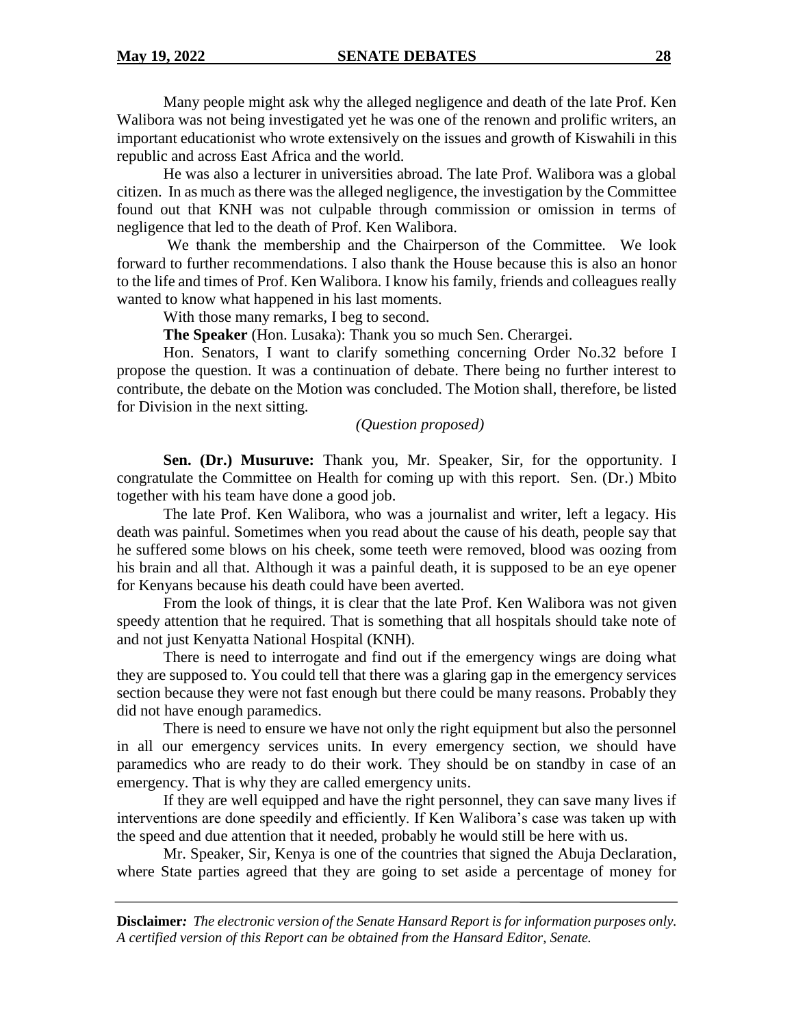Many people might ask why the alleged negligence and death of the late Prof. Ken Walibora was not being investigated yet he was one of the renown and prolific writers, an important educationist who wrote extensively on the issues and growth of Kiswahili in this republic and across East Africa and the world.

He was also a lecturer in universities abroad. The late Prof. Walibora was a global citizen. In as much as there was the alleged negligence, the investigation by the Committee found out that KNH was not culpable through commission or omission in terms of negligence that led to the death of Prof. Ken Walibora.

We thank the membership and the Chairperson of the Committee. We look forward to further recommendations. I also thank the House because this is also an honor to the life and times of Prof. Ken Walibora. I know his family, friends and colleagues really wanted to know what happened in his last moments.

With those many remarks, I beg to second.

**The Speaker** (Hon. Lusaka): Thank you so much Sen. Cherargei.

Hon. Senators, I want to clarify something concerning Order No.32 before I propose the question. It was a continuation of debate. There being no further interest to contribute, the debate on the Motion was concluded. The Motion shall, therefore, be listed for Division in the next sitting.

*(Question proposed)*

**Sen. (Dr.) Musuruve:** Thank you, Mr. Speaker, Sir, for the opportunity. I congratulate the Committee on Health for coming up with this report. Sen. (Dr.) Mbito together with his team have done a good job.

The late Prof. Ken Walibora, who was a journalist and writer, left a legacy. His death was painful. Sometimes when you read about the cause of his death, people say that he suffered some blows on his cheek, some teeth were removed, blood was oozing from his brain and all that. Although it was a painful death, it is supposed to be an eye opener for Kenyans because his death could have been averted.

From the look of things, it is clear that the late Prof. Ken Walibora was not given speedy attention that he required. That is something that all hospitals should take note of and not just Kenyatta National Hospital (KNH).

There is need to interrogate and find out if the emergency wings are doing what they are supposed to. You could tell that there was a glaring gap in the emergency services section because they were not fast enough but there could be many reasons. Probably they did not have enough paramedics.

There is need to ensure we have not only the right equipment but also the personnel in all our emergency services units. In every emergency section, we should have paramedics who are ready to do their work. They should be on standby in case of an emergency. That is why they are called emergency units.

If they are well equipped and have the right personnel, they can save many lives if interventions are done speedily and efficiently. If Ken Walibora's case was taken up with the speed and due attention that it needed, probably he would still be here with us.

Mr. Speaker, Sir, Kenya is one of the countries that signed the Abuja Declaration, where State parties agreed that they are going to set aside a percentage of money for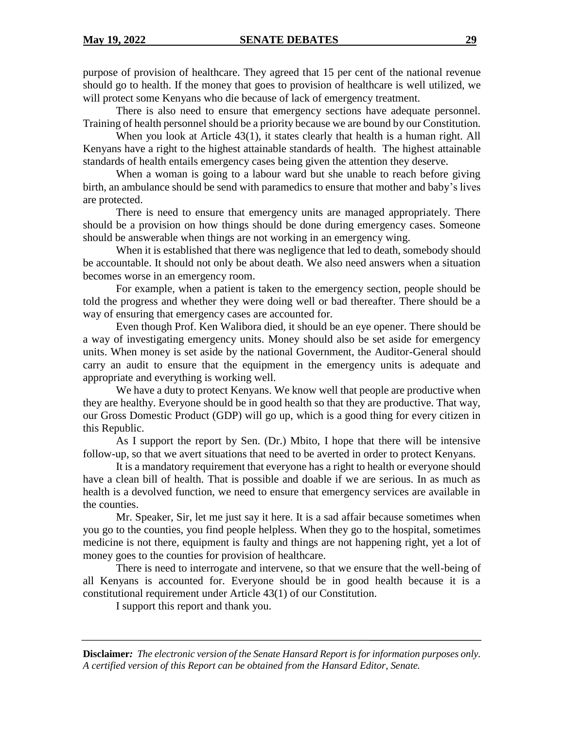purpose of provision of healthcare. They agreed that 15 per cent of the national revenue should go to health. If the money that goes to provision of healthcare is well utilized, we will protect some Kenyans who die because of lack of emergency treatment.

There is also need to ensure that emergency sections have adequate personnel. Training of health personnel should be a priority because we are bound by our Constitution.

When you look at Article 43(1), it states clearly that health is a human right. All Kenyans have a right to the highest attainable standards of health. The highest attainable standards of health entails emergency cases being given the attention they deserve.

When a woman is going to a labour ward but she unable to reach before giving birth, an ambulance should be send with paramedics to ensure that mother and baby's lives are protected.

There is need to ensure that emergency units are managed appropriately. There should be a provision on how things should be done during emergency cases. Someone should be answerable when things are not working in an emergency wing.

When it is established that there was negligence that led to death, somebody should be accountable. It should not only be about death. We also need answers when a situation becomes worse in an emergency room.

For example, when a patient is taken to the emergency section, people should be told the progress and whether they were doing well or bad thereafter. There should be a way of ensuring that emergency cases are accounted for.

Even though Prof. Ken Walibora died, it should be an eye opener. There should be a way of investigating emergency units. Money should also be set aside for emergency units. When money is set aside by the national Government, the Auditor-General should carry an audit to ensure that the equipment in the emergency units is adequate and appropriate and everything is working well.

We have a duty to protect Kenyans. We know well that people are productive when they are healthy. Everyone should be in good health so that they are productive. That way, our Gross Domestic Product (GDP) will go up, which is a good thing for every citizen in this Republic.

As I support the report by Sen. (Dr.) Mbito, I hope that there will be intensive follow-up, so that we avert situations that need to be averted in order to protect Kenyans.

It is a mandatory requirement that everyone has a right to health or everyone should have a clean bill of health. That is possible and doable if we are serious. In as much as health is a devolved function, we need to ensure that emergency services are available in the counties.

Mr. Speaker, Sir, let me just say it here. It is a sad affair because sometimes when you go to the counties, you find people helpless. When they go to the hospital, sometimes medicine is not there, equipment is faulty and things are not happening right, yet a lot of money goes to the counties for provision of healthcare.

There is need to interrogate and intervene, so that we ensure that the well-being of all Kenyans is accounted for. Everyone should be in good health because it is a constitutional requirement under Article 43(1) of our Constitution.

I support this report and thank you.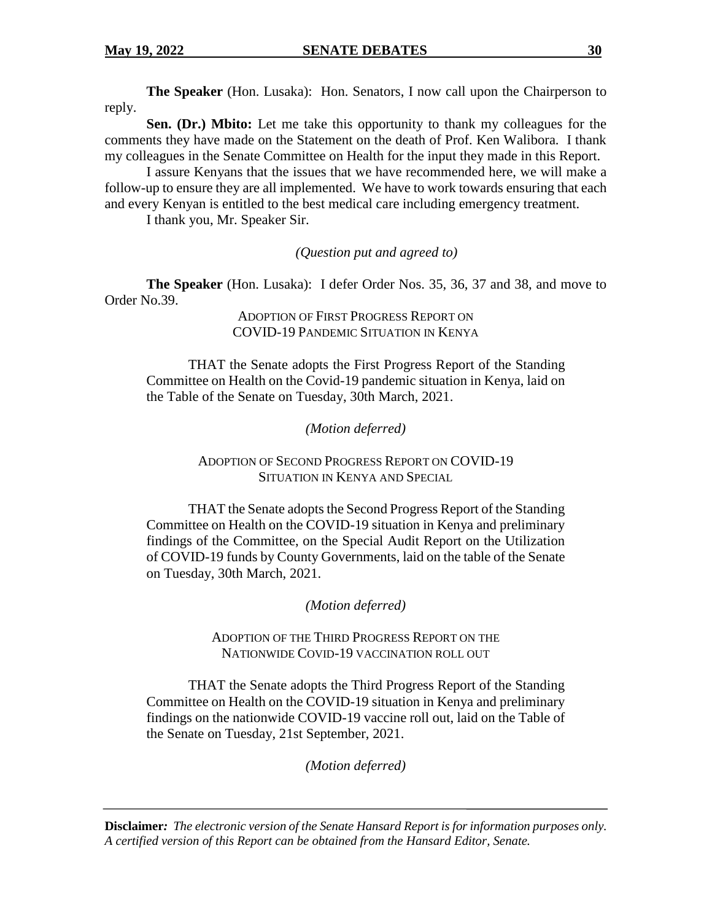**The Speaker** (Hon. Lusaka): Hon. Senators, I now call upon the Chairperson to reply.

**Sen. (Dr.) Mbito:** Let me take this opportunity to thank my colleagues for the comments they have made on the Statement on the death of Prof. Ken Walibora. I thank my colleagues in the Senate Committee on Health for the input they made in this Report.

I assure Kenyans that the issues that we have recommended here, we will make a follow-up to ensure they are all implemented. We have to work towards ensuring that each and every Kenyan is entitled to the best medical care including emergency treatment.

I thank you, Mr. Speaker Sir.

*(Question put and agreed to)*

**The Speaker** (Hon. Lusaka): I defer Order Nos. 35, 36, 37 and 38, and move to Order No.39.

ADOPTION OF FIRST PROGRESS REPORT ON COVID-19 PANDEMIC SITUATION IN KENYA

THAT the Senate adopts the First Progress Report of the Standing Committee on Health on the Covid-19 pandemic situation in Kenya, laid on the Table of the Senate on Tuesday, 30th March, 2021.

*(Motion deferred)*

ADOPTION OF SECOND PROGRESS REPORT ON COVID-19 SITUATION IN KENYA AND SPECIAL

THAT the Senate adopts the Second Progress Report of the Standing Committee on Health on the COVID-19 situation in Kenya and preliminary findings of the Committee, on the Special Audit Report on the Utilization of COVID-19 funds by County Governments, laid on the table of the Senate on Tuesday, 30th March, 2021.

*(Motion deferred)*

ADOPTION OF THE THIRD PROGRESS REPORT ON THE NATIONWIDE COVID-19 VACCINATION ROLL OUT

THAT the Senate adopts the Third Progress Report of the Standing Committee on Health on the COVID-19 situation in Kenya and preliminary findings on the nationwide COVID-19 vaccine roll out, laid on the Table of the Senate on Tuesday, 21st September, 2021.

*(Motion deferred)*

**Disclaimer:** *The electronic version of the Senate Hansard Report is for information purposes only. A certified version of this Report can be obtained from the Hansard Editor, Senate.*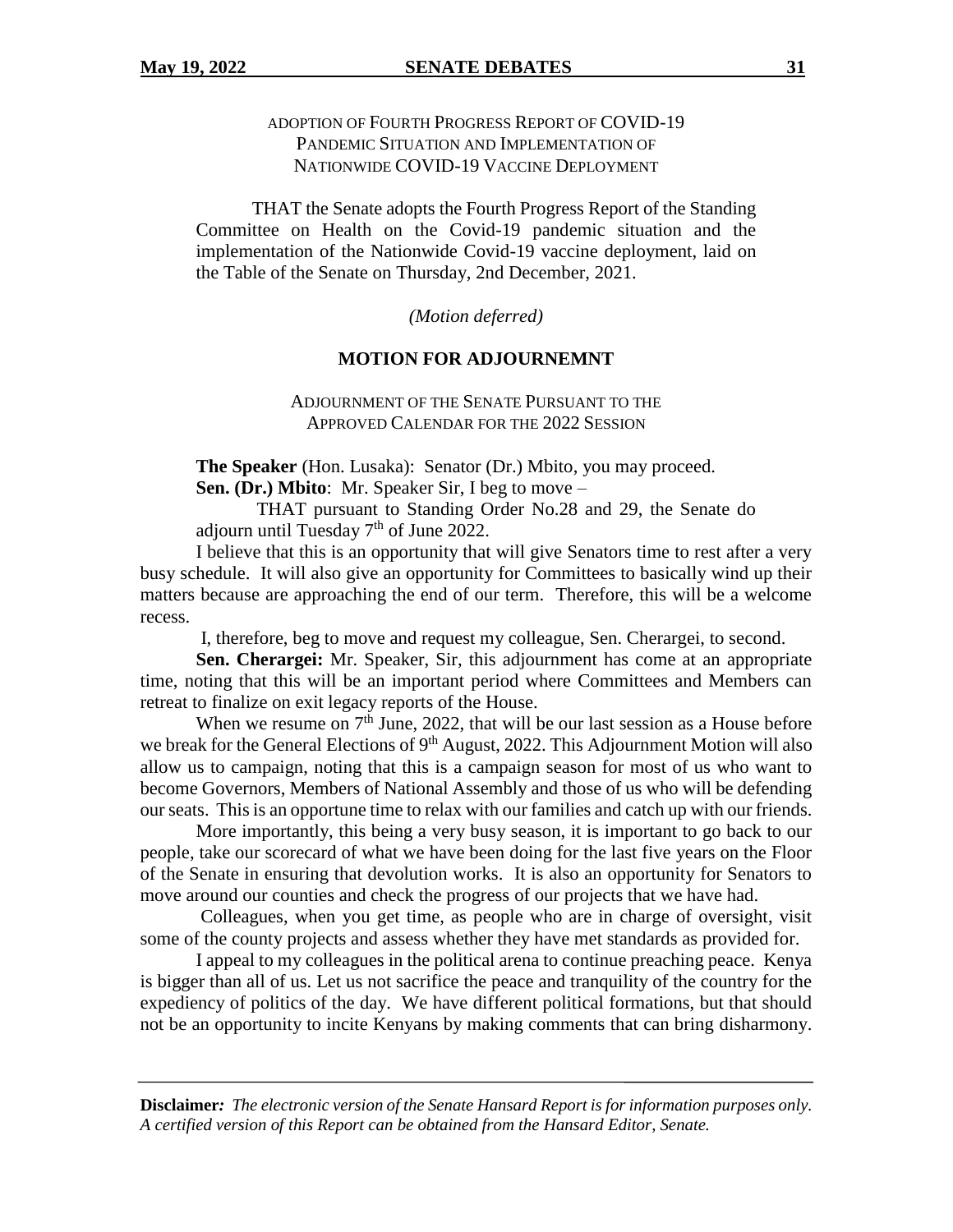ADOPTION OF FOURTH PROGRESS REPORT OF COVID-19 PANDEMIC SITUATION AND IMPLEMENTATION OF NATIONWIDE COVID-19 VACCINE DEPLOYMENT

THAT the Senate adopts the Fourth Progress Report of the Standing Committee on Health on the Covid-19 pandemic situation and the implementation of the Nationwide Covid-19 vaccine deployment, laid on the Table of the Senate on Thursday, 2nd December, 2021.

*(Motion deferred)*

## MOTION FOR ADJOURNEMNT

ADJOURNMENT OF THE SENATE PURSUANT TO THE APPROVED CALENDAR FOR THE 2022 SESSION

**The Speaker** (Hon. Lusaka): Senator (Dr.) Mbito, you may proceed.

**Sen. (Dr.) Mbito**: Mr. Speaker Sir, I beg to move –

THAT pursuant to Standing Order No.28 and 29, the Senate do adjourn until Tuesday 7th of June 2022.

I believe that this is an opportunity that will give Senators time to rest after a very busy schedule. It will also give an opportunity for Committees to basically wind up their matters because are approaching the end of our term. Therefore, this will be a welcome recess.

I, therefore, beg to move and request my colleague, Sen. Cherargei, to second.

**Sen. Cherargei:** Mr. Speaker, Sir, this adjournment has come at an appropriate time, noting that this will be an important period where Committees and Members can retreat to finalize on exit legacy reports of the House.

When we resume on 7th June, 2022, that will be our last session as a House before we break for the General Elections of 9th August, 2022. This Adjournment Motion will also allow us to campaign, noting that this is a campaign season for most of us who want to become Governors, Members of National Assembly and those of us who will be defending our seats. This is an opportune time to relax with our families and catch up with our friends.

More importantly, this being a very busy season, it is important to go back to our people, take our scorecard of what we have been doing for the last five years on the Floor of the Senate in ensuring that devolution works. It is also an opportunity for Senators to move around our counties and check the progress of our projects that we have had.

Colleagues, when you get time, as people who are in charge of oversight, visit some of the county projects and assess whether they have met standards as provided for.

I appeal to my colleagues in the political arena to continue preaching peace. Kenya is bigger than all of us. Let us not sacrifice the peace and tranquility of the country for the expediency of politics of the day. We have different political formations, but that should not be an opportunity to incite Kenyans by making comments that can bring disharmony.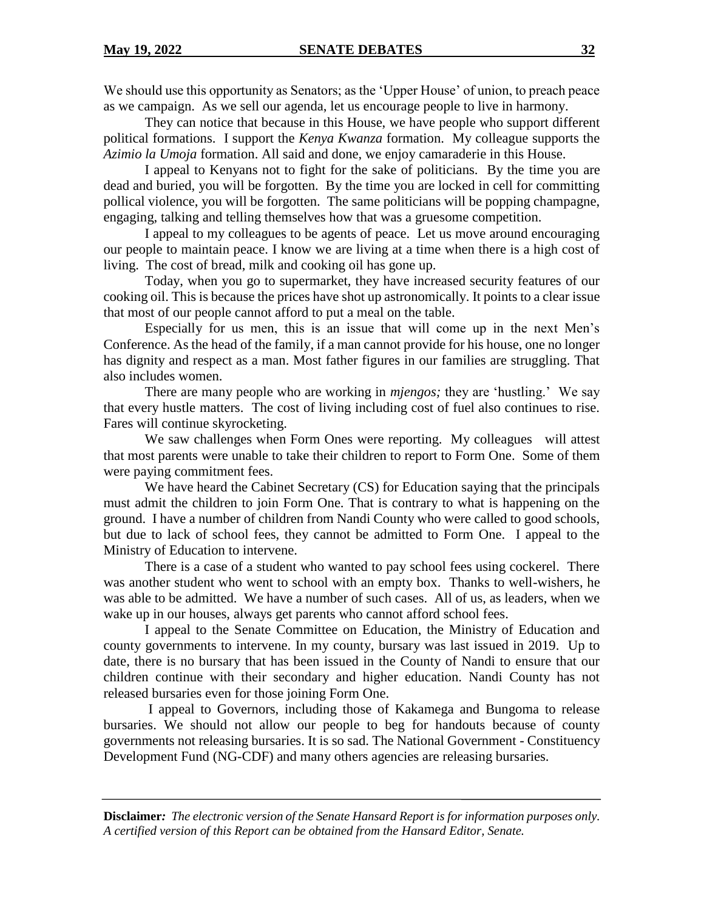We should use this opportunity as Senators; as the 'Upper House' of union, to preach peace as we campaign. As we sell our agenda, let us encourage people to live in harmony.

They can notice that because in this House, we have people who support different political formations. I support the *Kenya Kwanza* formation. My colleague supports the *Azimio la Umoja* formation. All said and done, we enjoy camaraderie in this House.

I appeal to Kenyans not to fight for the sake of politicians. By the time you are dead and buried, you will be forgotten. By the time you are locked in cell for committing pollical violence, you will be forgotten. The same politicians will be popping champagne, engaging, talking and telling themselves how that was a gruesome competition.

I appeal to my colleagues to be agents of peace. Let us move around encouraging our people to maintain peace. I know we are living at a time when there is a high cost of living. The cost of bread, milk and cooking oil has gone up.

Today, when you go to supermarket, they have increased security features of our cooking oil. This is because the prices have shot up astronomically. It points to a clear issue that most of our people cannot afford to put a meal on the table.

Especially for us men, this is an issue that will come up in the next Men's Conference. As the head of the family, if a man cannot provide for his house, one no longer has dignity and respect as a man. Most father figures in our families are struggling. That also includes women.

There are many people who are working in *mjengos;* they are 'hustling.' We say that every hustle matters. The cost of living including cost of fuel also continues to rise. Fares will continue skyrocketing.

We saw challenges when Form Ones were reporting. My colleagues will attest that most parents were unable to take their children to report to Form One. Some of them were paying commitment fees.

We have heard the Cabinet Secretary (CS) for Education saying that the principals must admit the children to join Form One. That is contrary to what is happening on the ground. I have a number of children from Nandi County who were called to good schools, but due to lack of school fees, they cannot be admitted to Form One. I appeal to the Ministry of Education to intervene.

There is a case of a student who wanted to pay school fees using cockerel. There was another student who went to school with an empty box. Thanks to well-wishers, he was able to be admitted. We have a number of such cases. All of us, as leaders, when we wake up in our houses, always get parents who cannot afford school fees.

I appeal to the Senate Committee on Education, the Ministry of Education and county governments to intervene. In my county, bursary was last issued in 2019. Up to date, there is no bursary that has been issued in the County of Nandi to ensure that our children continue with their secondary and higher education. Nandi County has not released bursaries even for those joining Form One.

I appeal to Governors, including those of Kakamega and Bungoma to release bursaries. We should not allow our people to beg for handouts because of county governments not releasing bursaries. It is so sad. The National Government - Constituency Development Fund (NG-CDF) and many others agencies are releasing bursaries.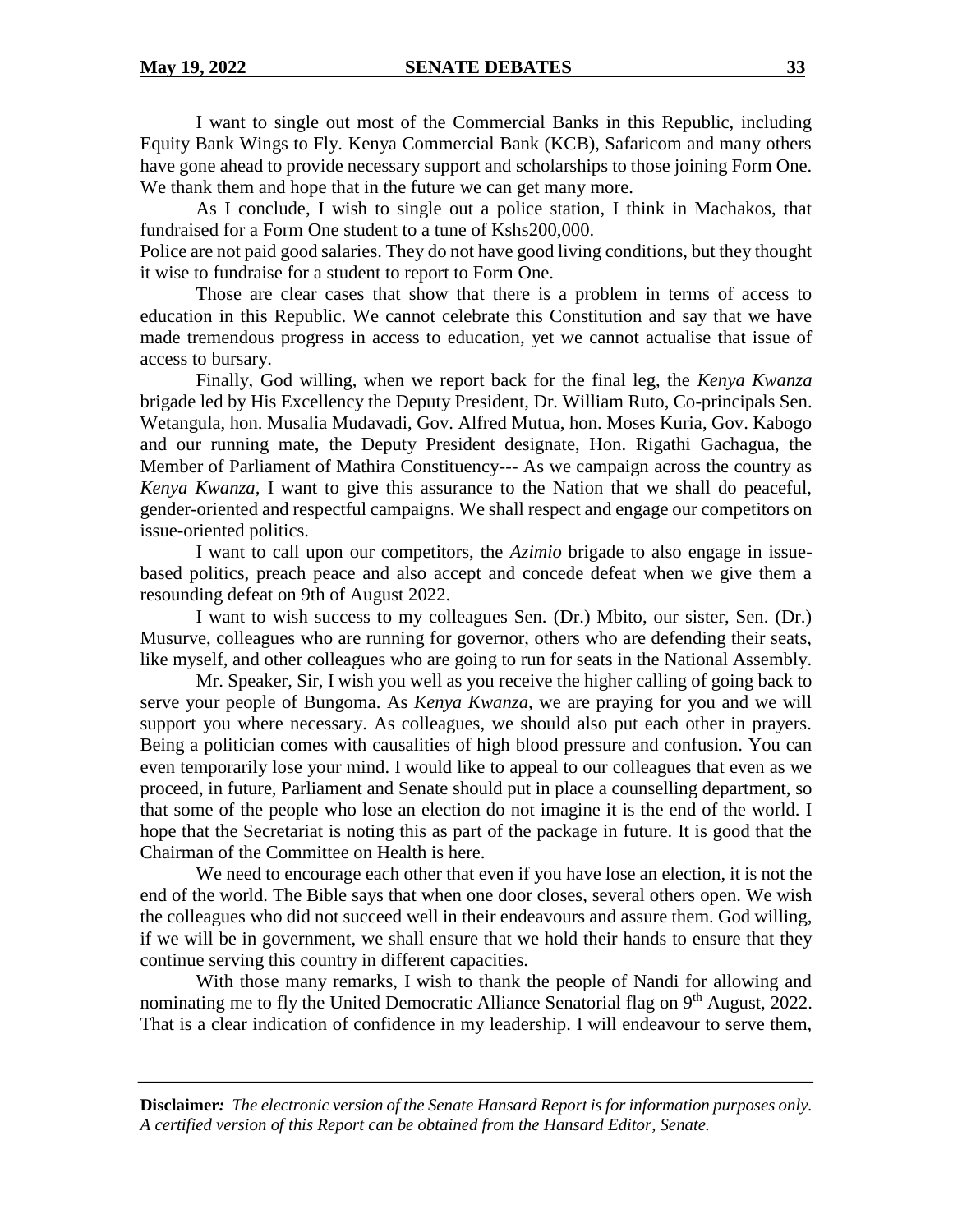I want to single out most of the Commercial Banks in this Republic, including Equity Bank Wings to Fly. Kenya Commercial Bank (KCB), Safaricom and many others have gone ahead to provide necessary support and scholarships to those joining Form One. We thank them and hope that in the future we can get many more.

As I conclude, I wish to single out a police station, I think in Machakos, that fundraised for a Form One student to a tune of Kshs200,000.

Police are not paid good salaries. They do not have good living conditions, but they thought it wise to fundraise for a student to report to Form One.

Those are clear cases that show that there is a problem in terms of access to education in this Republic. We cannot celebrate this Constitution and say that we have made tremendous progress in access to education, yet we cannot actualise that issue of access to bursary.

Finally, God willing, when we report back for the final leg, the *Kenya Kwanza* brigade led by His Excellency the Deputy President, Dr. William Ruto, Co-principals Sen. Wetangula, hon. Musalia Mudavadi, Gov. Alfred Mutua, hon. Moses Kuria, Gov. Kabogo and our running mate, the Deputy President designate, Hon. Rigathi Gachagua, the Member of Parliament of Mathira Constituency--- As we campaign across the country as *Kenya Kwanza*, I want to give this assurance to the Nation that we shall do peaceful, gender-oriented and respectful campaigns. We shall respect and engage our competitors on issue-oriented politics.

I want to call upon our competitors, the *Azimio* brigade to also engage in issue-based politics, preach peace and also accept and concede defeat when we give them a resounding defeat on 9th of August 2022.

I want to wish success to my colleagues Sen. (Dr.) Mbito, our sister, Sen. (Dr.) Musurve, colleagues who are running for governor, others who are defending their seats, like myself, and other colleagues who are going to run for seats in the National Assembly.

Mr. Speaker, Sir, I wish you well as you receive the higher calling of going back to serve your people of Bungoma. As *Kenya Kwanza*, we are praying for you and we will support you where necessary. As colleagues, we should also put each other in prayers. Being a politician comes with causalities of high blood pressure and confusion. You can even temporarily lose your mind. I would like to appeal to our colleagues that even as we proceed, in future, Parliament and Senate should put in place a counselling department, so that some of the people who lose an election do not imagine it is the end of the world. I hope that the Secretariat is noting this as part of the package in future. It is good that the Chairman of the Committee on Health is here.

We need to encourage each other that even if you have lose an election, it is not the end of the world. The Bible says that when one door closes, several others open. We wish the colleagues who did not succeed well in their endeavours and assure them. God willing, if we will be in government, we shall ensure that we hold their hands to ensure that they continue serving this country in different capacities.

With those many remarks, I wish to thank the people of Nandi for allowing and nominating me to fly the United Democratic Alliance Senatorial flag on 9th August, 2022. That is a clear indication of confidence in my leadership. I will endeavour to serve them,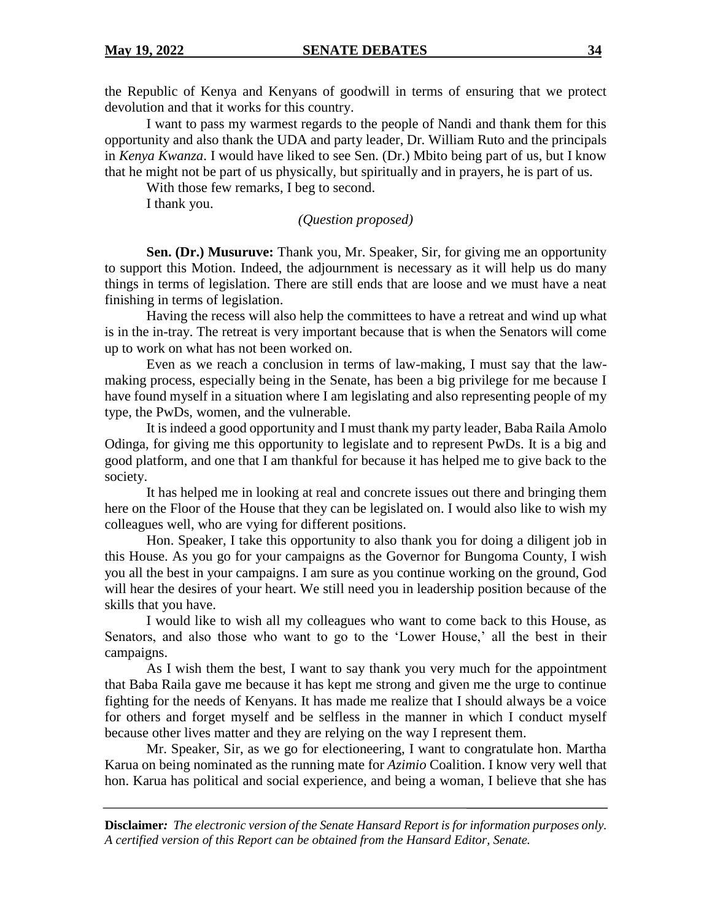the Republic of Kenya and Kenyans of goodwill in terms of ensuring that we protect devolution and that it works for this country.

I want to pass my warmest regards to the people of Nandi and thank them for this opportunity and also thank the UDA and party leader, Dr. William Ruto and the principals in *Kenya Kwanza*. I would have liked to see Sen. (Dr.) Mbito being part of us, but I know that he might not be part of us physically, but spiritually and in prayers, he is part of us.

With those few remarks, I beg to second.

I thank you.

*(Question proposed)*

**Sen. (Dr.) Musuruve:** Thank you, Mr. Speaker, Sir, for giving me an opportunity to support this Motion. Indeed, the adjournment is necessary as it will help us do many things in terms of legislation. There are still ends that are loose and we must have a neat finishing in terms of legislation.

Having the recess will also help the committees to have a retreat and wind up what is in the in-tray. The retreat is very important because that is when the Senators will come up to work on what has not been worked on.

Even as we reach a conclusion in terms of law-making, I must say that the law-making process, especially being in the Senate, has been a big privilege for me because I have found myself in a situation where I am legislating and also representing people of my type, the PwDs, women, and the vulnerable.

It is indeed a good opportunity and I must thank my party leader, Baba Raila Amolo Odinga, for giving me this opportunity to legislate and to represent PwDs. It is a big and good platform, and one that I am thankful for because it has helped me to give back to the society.

It has helped me in looking at real and concrete issues out there and bringing them here on the Floor of the House that they can be legislated on. I would also like to wish my colleagues well, who are vying for different positions.

Hon. Speaker, I take this opportunity to also thank you for doing a diligent job in this House. As you go for your campaigns as the Governor for Bungoma County, I wish you all the best in your campaigns. I am sure as you continue working on the ground, God will hear the desires of your heart. We still need you in leadership position because of the skills that you have.

I would like to wish all my colleagues who want to come back to this House, as Senators, and also those who want to go to the 'Lower House,' all the best in their campaigns.

As I wish them the best, I want to say thank you very much for the appointment that Baba Raila gave me because it has kept me strong and given me the urge to continue fighting for the needs of Kenyans. It has made me realize that I should always be a voice for others and forget myself and be selfless in the manner in which I conduct myself because other lives matter and they are relying on the way I represent them.

Mr. Speaker, Sir, as we go for electioneering, I want to congratulate hon. Martha Karua on being nominated as the running mate for *Azimio* Coalition. I know very well that hon. Karua has political and social experience, and being a woman, I believe that she has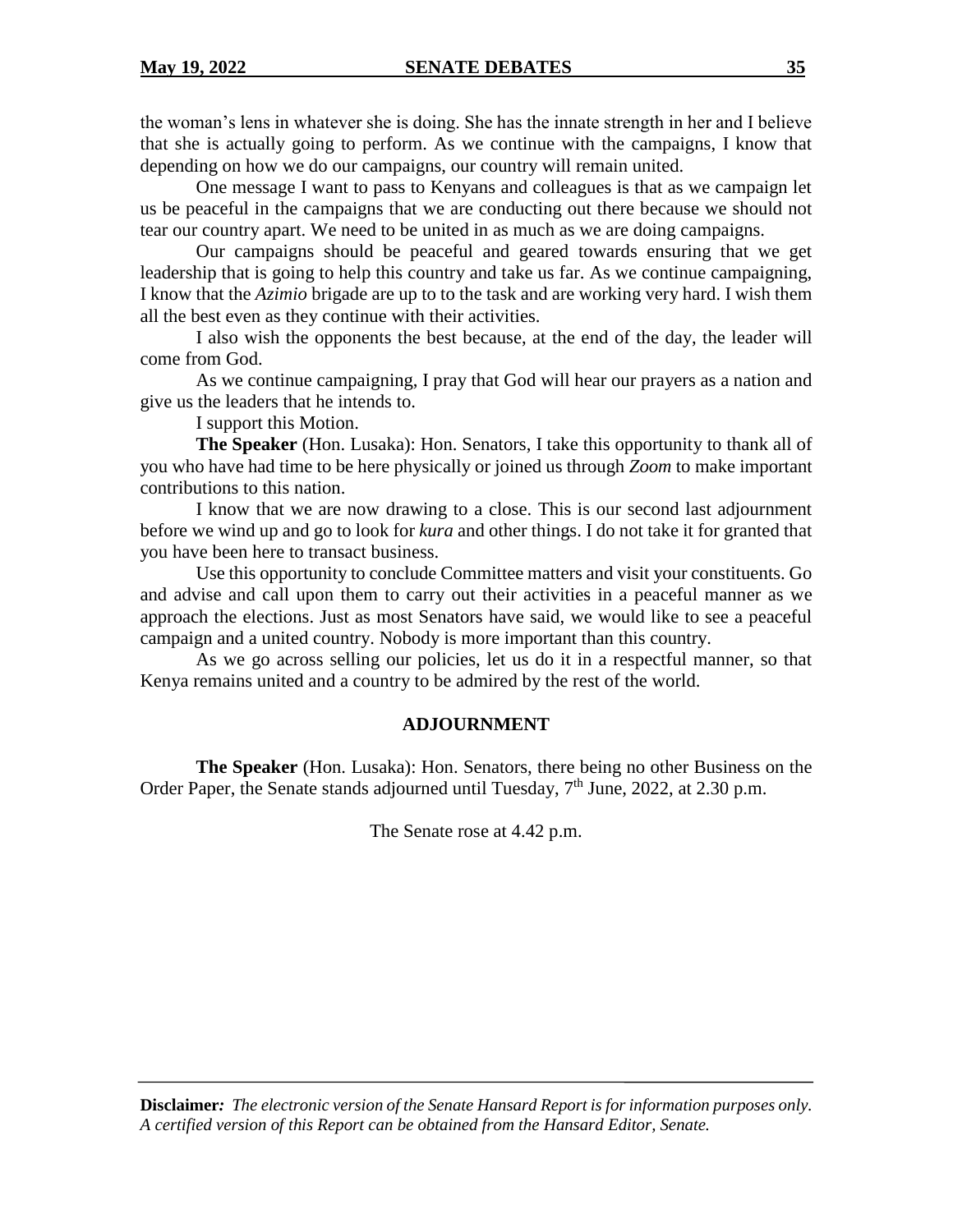the woman's lens in whatever she is doing. She has the innate strength in her and I believe that she is actually going to perform. As we continue with the campaigns, I know that depending on how we do our campaigns, our country will remain united.

One message I want to pass to Kenyans and colleagues is that as we campaign let us be peaceful in the campaigns that we are conducting out there because we should not tear our country apart. We need to be united in as much as we are doing campaigns.

Our campaigns should be peaceful and geared towards ensuring that we get leadership that is going to help this country and take us far. As we continue campaigning, I know that the *Azimio* brigade are up to to the task and are working very hard. I wish them all the best even as they continue with their activities.

I also wish the opponents the best because, at the end of the day, the leader will come from God.

As we continue campaigning, I pray that God will hear our prayers as a nation and give us the leaders that he intends to.

I support this Motion.

**The Speaker** (Hon. Lusaka): Hon. Senators, I take this opportunity to thank all of you who have had time to be here physically or joined us through *Zoom* to make important contributions to this nation.

I know that we are now drawing to a close. This is our second last adjournment before we wind up and go to look for *kura* and other things. I do not take it for granted that you have been here to transact business.

Use this opportunity to conclude Committee matters and visit your constituents. Go and advise and call upon them to carry out their activities in a peaceful manner as we approach the elections. Just as most Senators have said, we would like to see a peaceful campaign and a united country. Nobody is more important than this country.

As we go across selling our policies, let us do it in a respectful manner, so that Kenya remains united and a country to be admired by the rest of the world.

## ADJOURNMENT

**The Speaker** (Hon. Lusaka): Hon. Senators, there being no other Business on the Order Paper, the Senate stands adjourned until Tuesday, 7th June, 2022, at 2.30 p.m.

The Senate rose at 4.42 p.m.

**Disclaimer***:* *The electronic version of the Senate Hansard Report is for information purposes only. A certified version of this Report can be obtained from the Hansard Editor, Senate.*